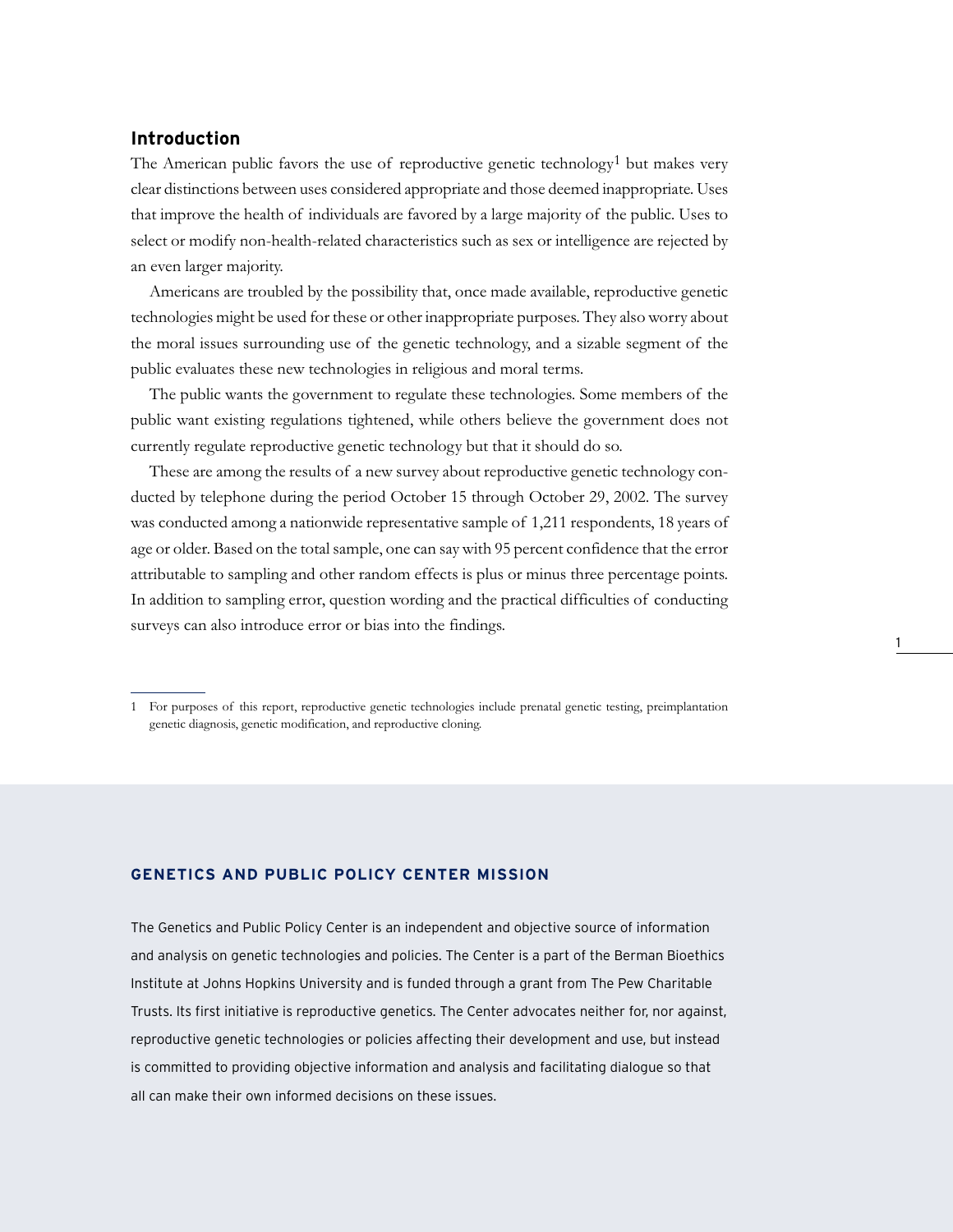## Introduction

The American public favors the use of reproductive genetic technology[1] but makes very clear distinctions between uses considered appropriate and those deemed inappropriate. Uses that improve the health of individuals are favored by a large majority of the public. Uses to select or modify non-health-related characteristics such as sex or intelligence are rejected by an even larger majority.

Americans are troubled by the possibility that, once made available, reproductive genetic technologies might be used for these or other inappropriate purposes. They also worry about the moral issues surrounding use of the genetic technology, and a sizable segment of the public evaluates these new technologies in religious and moral terms.

The public wants the government to regulate these technologies. Some members of the public want existing regulations tightened, while others believe the government does not currently regulate reproductive genetic technology but that it should do so.

These are among the results of a new survey about reproductive genetic technology conducted by telephone during the period October 15 through October 29, 2002. The survey was conducted among a nationwide representative sample of 1,211 respondents, 18 years of age or older. Based on the total sample, one can say with 95 percent confidence that the error attributable to sampling and other random effects is plus or minus three percentage points. In addition to sampling error, question wording and the practical difficulties of conducting surveys can also introduce error or bias into the findings.

1 For purposes of this report, reproductive genetic technologies include prenatal genetic testing, preimplantation genetic diagnosis, genetic modification, and reproductive cloning.

### GENETICS AND PUBLIC POLICY CENTER MISSION

The Genetics and Public Policy Center is an independent and objective source of information and analysis on genetic technologies and policies. The Center is a part of the Berman Bioethics Institute at Johns Hopkins University and is funded through a grant from The Pew Charitable Trusts. Its first initiative is reproductive genetics. The Center advocates neither for, nor against, reproductive genetic technologies or policies affecting their development and use, but instead is committed to providing objective information and analysis and facilitating dialogue so that all can make their own informed decisions on these issues.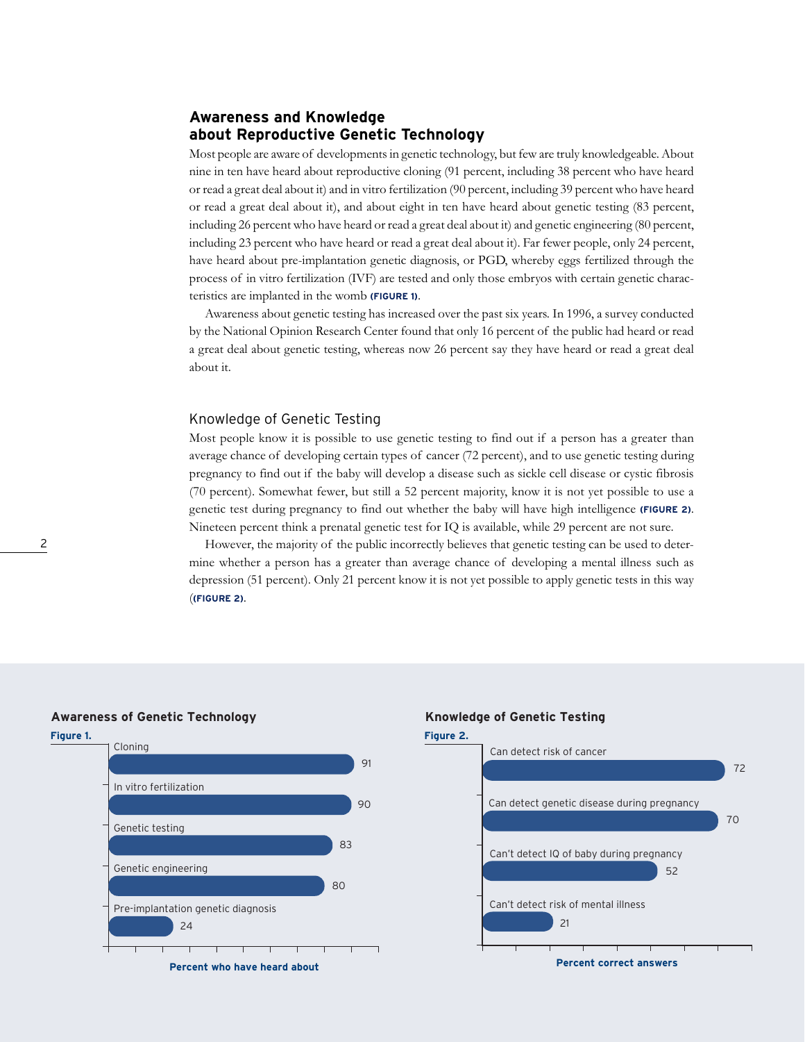## Awareness and Knowledge about Reproductive Genetic Technology

Most people are aware of developments in genetic technology, but few are truly knowledgeable. About nine in ten have heard about reproductive cloning (91 percent, including 38 percent who have heard or read a great deal about it) and in vitro fertilization (90 percent, including 39 percent who have heard or read a great deal about it), and about eight in ten have heard about genetic testing (83 percent, including 26 percent who have heard or read a great deal about it) and genetic engineering (80 percent, including 23 percent who have heard or read a great deal about it). Far fewer people, only 24 percent, have heard about pre-implantation genetic diagnosis, or PGD, whereby eggs fertilized through the process of in vitro fertilization (IVF) are tested and only those embryos with certain genetic characteristics are implanted in the womb **(FIGURE 1)**.

Awareness about genetic testing has increased over the past six years. In 1996, a survey conducted by the National Opinion Research Center found that only 16 percent of the public had heard or read a great deal about genetic testing, whereas now 26 percent say they have heard or read a great deal about it.

### Knowledge of Genetic Testing

Most people know it is possible to use genetic testing to find out if a person has a greater than average chance of developing certain types of cancer (72 percent), and to use genetic testing during pregnancy to find out if the baby will develop a disease such as sickle cell disease or cystic fibrosis (70 percent). Somewhat fewer, but still a 52 percent majority, know it is not yet possible to use a genetic test during pregnancy to find out whether the baby will have high intelligence **(FIGURE 2)**. Nineteen percent think a prenatal genetic test for IQ is available, while 29 percent are not sure.

However, the majority of the public incorrectly believes that genetic testing can be used to determine whether a person has a greater than average chance of developing a mental illness such as depression (51 percent). Only 21 percent know it is not yet possible to apply genetic tests in this way (**(FIGURE 2)**.

**Awareness of Genetic Technology**

**Figure 1.**

| | Percent who have heard about |
|---|---|
| Cloning | 91 |
| In vitro fertilization | 90 |
| Genetic testing | 83 |
| Genetic engineering | 80 |
| Pre-implantation genetic diagnosis | 24 |

**Knowledge of Genetic Testing**

**Figure 2.**

| | Percent correct answers |
|---|---|
| Can detect risk of cancer | 72 |
| Can detect genetic disease during pregnancy | 70 |
| Can't detect IQ of baby during pregnancy | 52 |
| Can't detect risk of mental illness | 21 |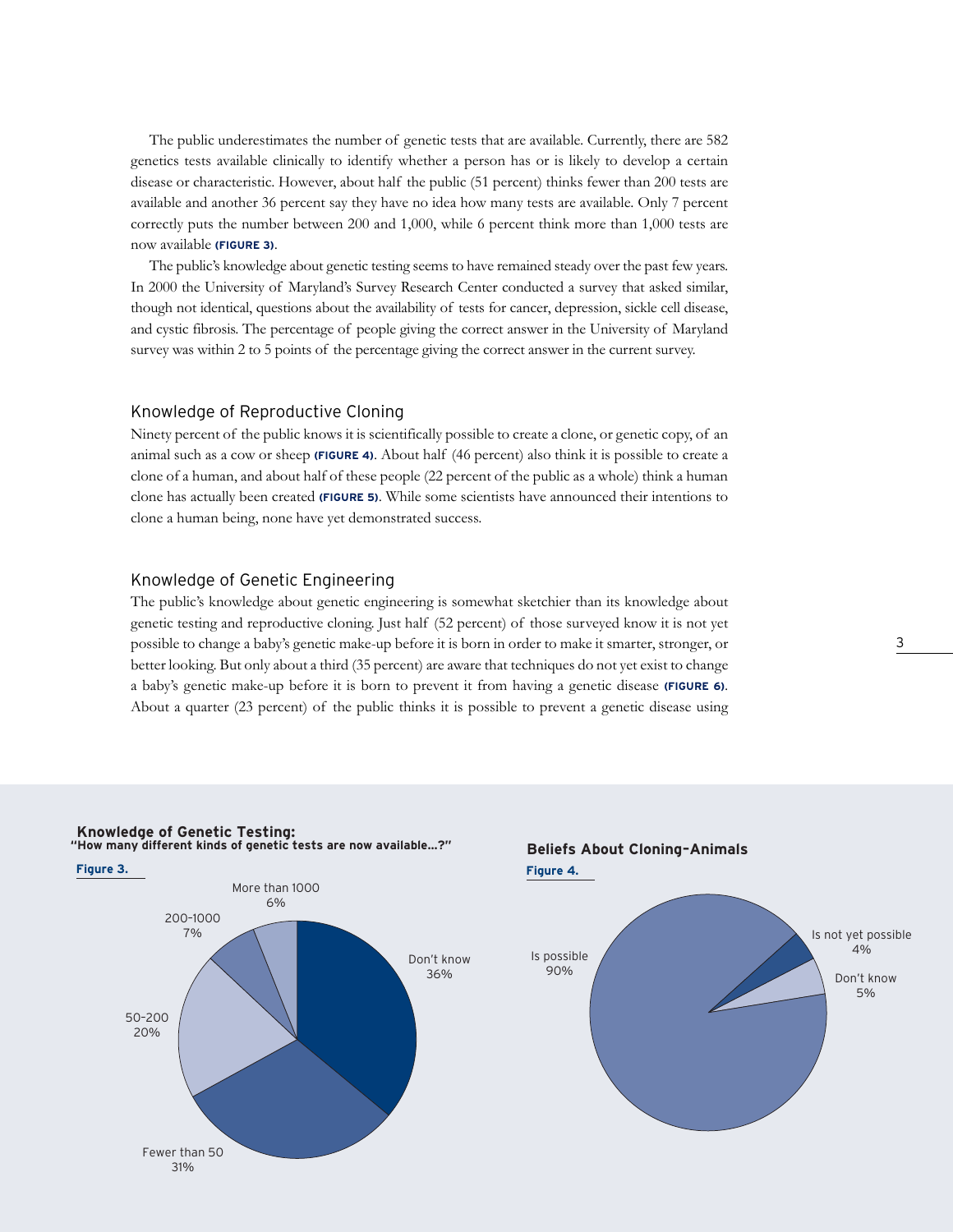The public underestimates the number of genetic tests that are available. Currently, there are 582 genetics tests available clinically to identify whether a person has or is likely to develop a certain disease or characteristic. However, about half the public (51 percent) thinks fewer than 200 tests are available and another 36 percent say they have no idea how many tests are available. Only 7 percent correctly puts the number between 200 and 1,000, while 6 percent think more than 1,000 tests are now available **(FIGURE 3)**.

The public's knowledge about genetic testing seems to have remained steady over the past few years. In 2000 the University of Maryland's Survey Research Center conducted a survey that asked similar, though not identical, questions about the availability of tests for cancer, depression, sickle cell disease, and cystic fibrosis. The percentage of people giving the correct answer in the University of Maryland survey was within 2 to 5 points of the percentage giving the correct answer in the current survey.

## Knowledge of Reproductive Cloning

Ninety percent of the public knows it is scientifically possible to create a clone, or genetic copy, of an animal such as a cow or sheep **(FIGURE 4)**. About half (46 percent) also think it is possible to create a clone of a human, and about half of these people (22 percent of the public as a whole) think a human clone has actually been created **(FIGURE 5)**. While some scientists have announced their intentions to clone a human being, none have yet demonstrated success.

## Knowledge of Genetic Engineering

The public's knowledge about genetic engineering is somewhat sketchier than its knowledge about genetic testing and reproductive cloning. Just half (52 percent) of those surveyed know it is not yet possible to change a baby's genetic make-up before it is born in order to make it smarter, stronger, or better looking. But only about a third (35 percent) are aware that techniques do not yet exist to change a baby's genetic make-up before it is born to prevent it from having a genetic disease **(FIGURE 6)**. About a quarter (23 percent) of the public thinks it is possible to prevent a genetic disease using

**Knowledge of Genetic Testing:**
**"How many different kinds of genetic tests are now available...?"**

**Figure 3.**

| Response | Percent |
|---|---|
| Don't know | 36% |
| Fewer than 50 | 31% |
| 50–200 | 20% |
| 200–1000 | 7% |
| More than 1000 | 6% |

**Beliefs About Cloning–Animals**

**Figure 4.**

| Response | Percent |
|---|---|
| Is possible | 90% |
| Is not yet possible | 4% |
| Don't know | 5% |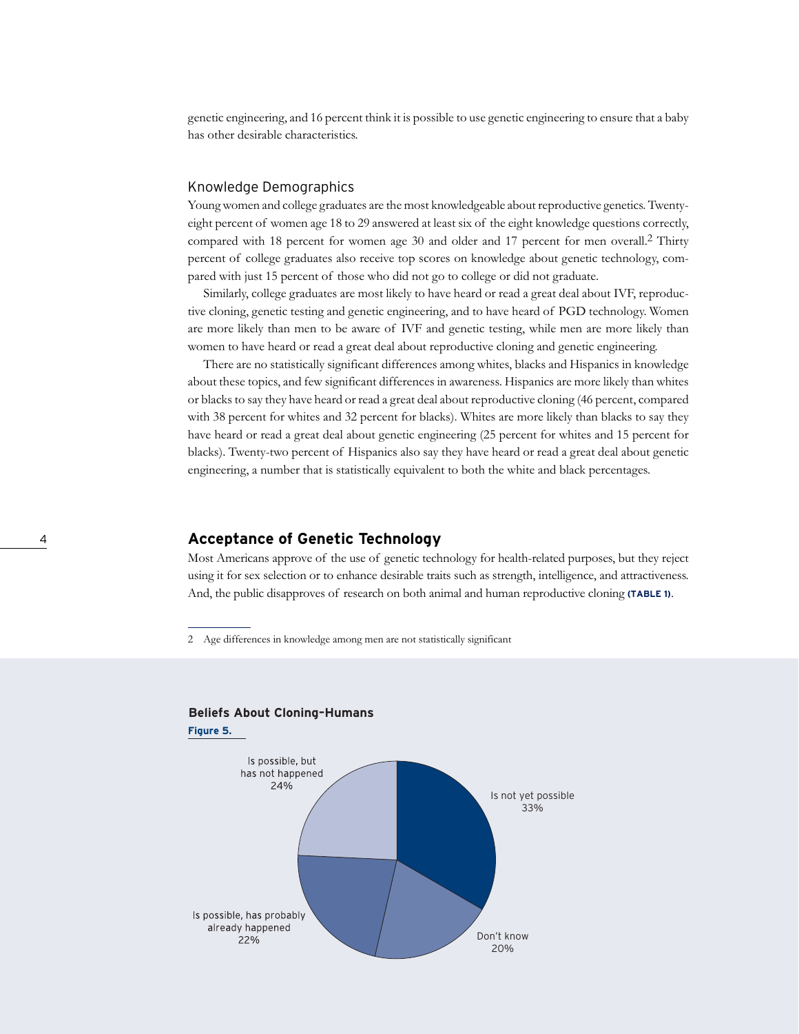genetic engineering, and 16 percent think it is possible to use genetic engineering to ensure that a baby has other desirable characteristics.

### Knowledge Demographics

Young women and college graduates are the most knowledgeable about reproductive genetics. Twenty-eight percent of women age 18 to 29 answered at least six of the eight knowledge questions correctly, compared with 18 percent for women age 30 and older and 17 percent for men overall.[2] Thirty percent of college graduates also receive top scores on knowledge about genetic technology, compared with just 15 percent of those who did not go to college or did not graduate.

Similarly, college graduates are most likely to have heard or read a great deal about IVF, reproductive cloning, genetic testing and genetic engineering, and to have heard of PGD technology. Women are more likely than men to be aware of IVF and genetic testing, while men are more likely than women to have heard or read a great deal about reproductive cloning and genetic engineering.

There are no statistically significant differences among whites, blacks and Hispanics in knowledge about these topics, and few significant differences in awareness. Hispanics are more likely than whites or blacks to say they have heard or read a great deal about reproductive cloning (46 percent, compared with 38 percent for whites and 32 percent for blacks). Whites are more likely than blacks to say they have heard or read a great deal about genetic engineering (25 percent for whites and 15 percent for blacks). Twenty-two percent of Hispanics also say they have heard or read a great deal about genetic engineering, a number that is statistically equivalent to both the white and black percentages.

## Acceptance of Genetic Technology

Most Americans approve of the use of genetic technology for health-related purposes, but they reject using it for sex selection or to enhance desirable traits such as strength, intelligence, and attractiveness. And, the public disapproves of research on both animal and human reproductive cloning **(TABLE 1)**.

2 Age differences in knowledge among men are not statistically significant

**Beliefs About Cloning–Humans**

**Figure 5.**

| Belief | Percent |
|---|---|
| Is not yet possible | 33% |
| Don't know | 20% |
| Is possible, has probably already happened | 22% |
| Is possible, but has not happened | 24% |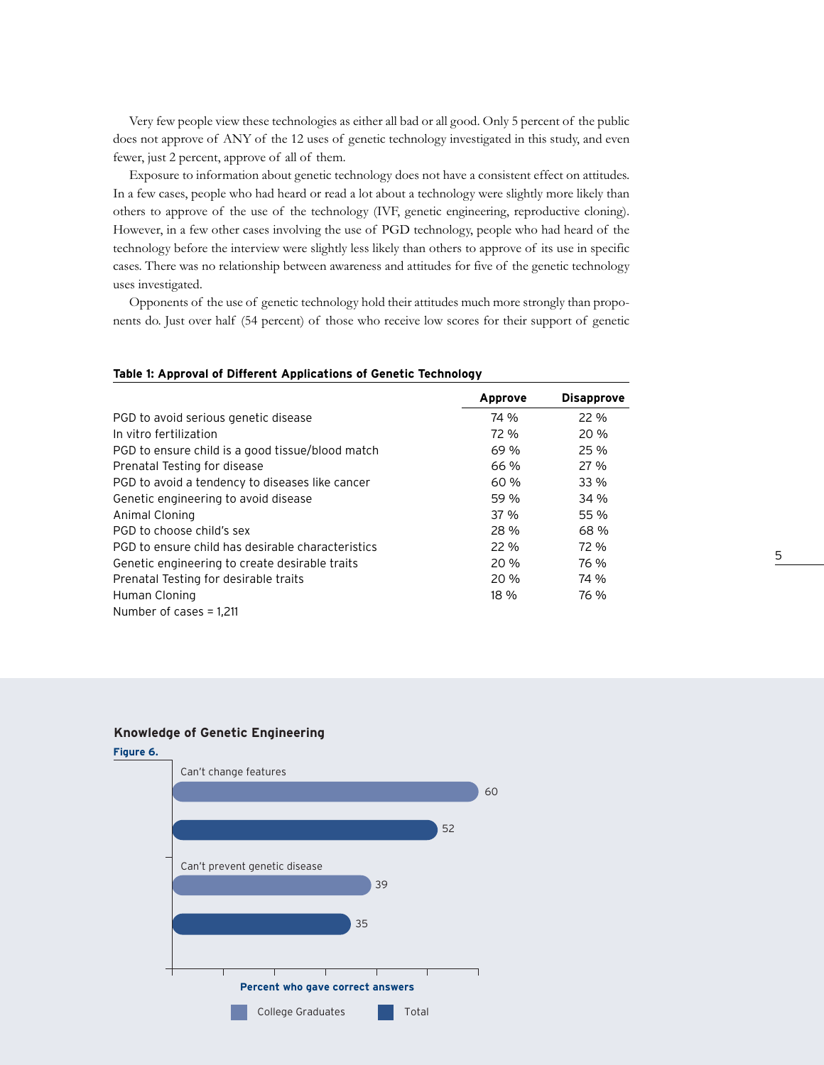Very few people view these technologies as either all bad or all good. Only 5 percent of the public does not approve of ANY of the 12 uses of genetic technology investigated in this study, and even fewer, just 2 percent, approve of all of them.

Exposure to information about genetic technology does not have a consistent effect on attitudes. In a few cases, people who had heard or read a lot about a technology were slightly more likely than others to approve of the use of the technology (IVF, genetic engineering, reproductive cloning). However, in a few other cases involving the use of PGD technology, people who had heard of the technology before the interview were slightly less likely than others to approve of its use in specific cases. There was no relationship between awareness and attitudes for five of the genetic technology uses investigated.

Opponents of the use of genetic technology hold their attitudes much more strongly than proponents do. Just over half (54 percent) of those who receive low scores for their support of genetic

**Table 1: Approval of Different Applications of Genetic Technology**

| | Approve | Disapprove |
|---|---|---|
| PGD to avoid serious genetic disease | 74 % | 22 % |
| In vitro fertilization | 72 % | 20 % |
| PGD to ensure child is a good tissue/blood match | 69 % | 25 % |
| Prenatal Testing for disease | 66 % | 27 % |
| PGD to avoid a tendency to diseases like cancer | 60 % | 33 % |
| Genetic engineering to avoid disease | 59 % | 34 % |
| Animal Cloning | 37 % | 55 % |
| PGD to choose child's sex | 28 % | 68 % |
| PGD to ensure child has desirable characteristics | 22 % | 72 % |
| Genetic engineering to create desirable traits | 20 % | 76 % |
| Prenatal Testing for desirable traits | 20 % | 74 % |
| Human Cloning | 18 % | 76 % |
| Number of cases = 1,211 | | |

**Knowledge of Genetic Engineering**

**Figure 6.**

| | College Graduates | Total |
|---|---|---|
| Can't change features | 60 | 52 |
| Can't prevent genetic disease | 39 | 35 |

Percent who gave correct answers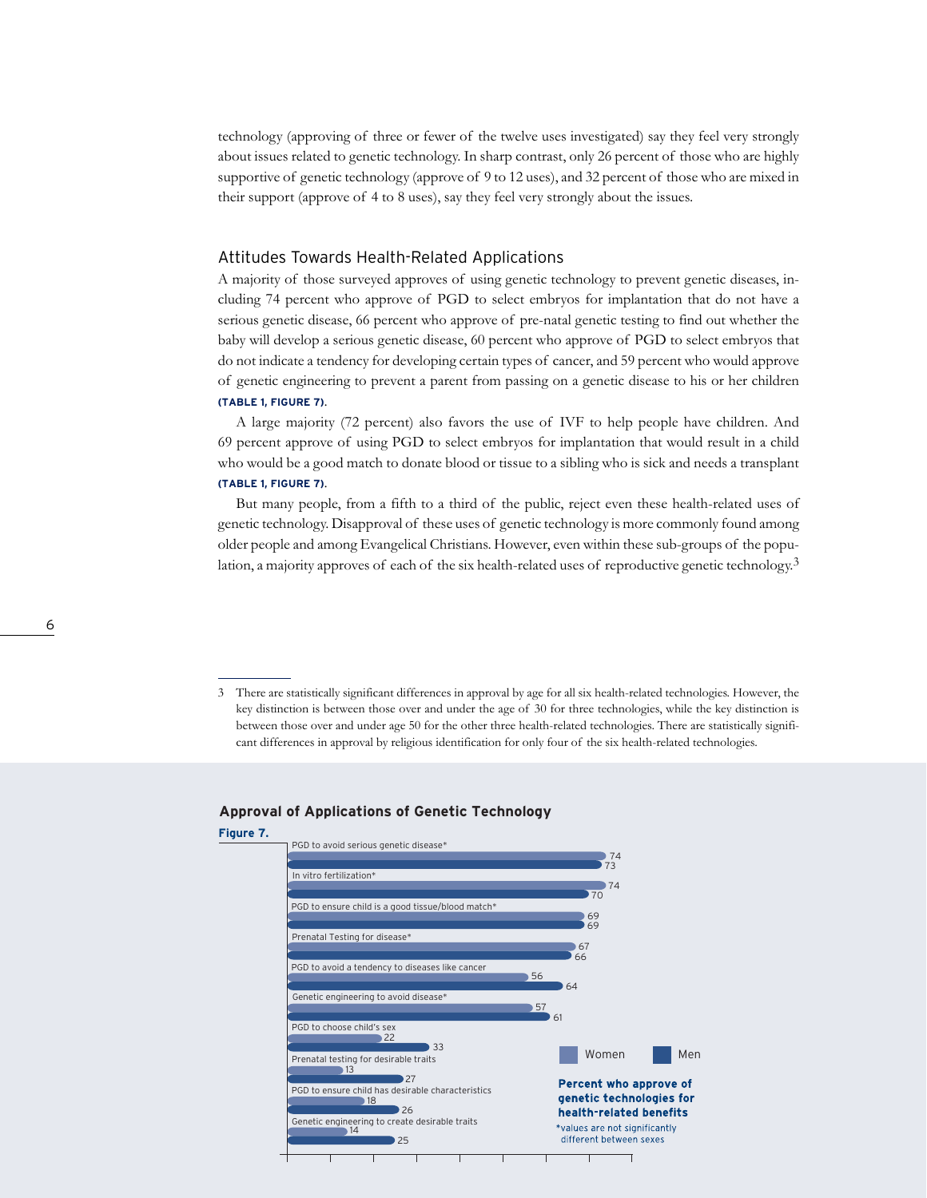technology (approving of three or fewer of the twelve uses investigated) say they feel very strongly about issues related to genetic technology. In sharp contrast, only 26 percent of those who are highly supportive of genetic technology (approve of 9 to 12 uses), and 32 percent of those who are mixed in their support (approve of 4 to 8 uses), say they feel very strongly about the issues.

## Attitudes Towards Health-Related Applications

A majority of those surveyed approves of using genetic technology to prevent genetic diseases, including 74 percent who approve of PGD to select embryos for implantation that do not have a serious genetic disease, 66 percent who approve of pre-natal genetic testing to find out whether the baby will develop a serious genetic disease, 60 percent who approve of PGD to select embryos that do not indicate a tendency for developing certain types of cancer, and 59 percent who would approve of genetic engineering to prevent a parent from passing on a genetic disease to his or her children **(TABLE 1, FIGURE 7)**.

A large majority (72 percent) also favors the use of IVF to help people have children. And 69 percent approve of using PGD to select embryos for implantation that would result in a child who would be a good match to donate blood or tissue to a sibling who is sick and needs a transplant **(TABLE 1, FIGURE 7)**.

But many people, from a fifth to a third of the public, reject even these health-related uses of genetic technology. Disapproval of these uses of genetic technology is more commonly found among older people and among Evangelical Christians. However, even within these sub-groups of the population, a majority approves of each of the six health-related uses of reproductive genetic technology.[3]

[3] There are statistically significant differences in approval by age for all six health-related technologies. However, the key distinction is between those over and under the age of 30 for three technologies, while the key distinction is between those over and under age 50 for the other three health-related technologies. There are statistically significant differences in approval by religious identification for only four of the six health-related technologies.

### Approval of Applications of Genetic Technology

**Figure 7.**

| Application | Women | Men |
|---|---|---|
| PGD to avoid serious genetic disease* | 74 | 73 |
| In vitro fertilization* | 74 | 70 |
| PGD to ensure child is a good tissue/blood match* | 69 | 69 |
| Prenatal Testing for disease* | 67 | 66 |
| PGD to avoid a tendency to diseases like cancer | 56 | 64 |
| Genetic engineering to avoid disease* | 57 | 61 |
| PGD to choose child's sex | 22 | 33 |
| Prenatal testing for desirable traits | 13 | 27 |
| PGD to ensure child has desirable characteristics | 18 | 26 |
| Genetic engineering to create desirable traits | 14 | 25 |

**Percent who approve of genetic technologies for health-related benefits**

*values are not significantly different between sexes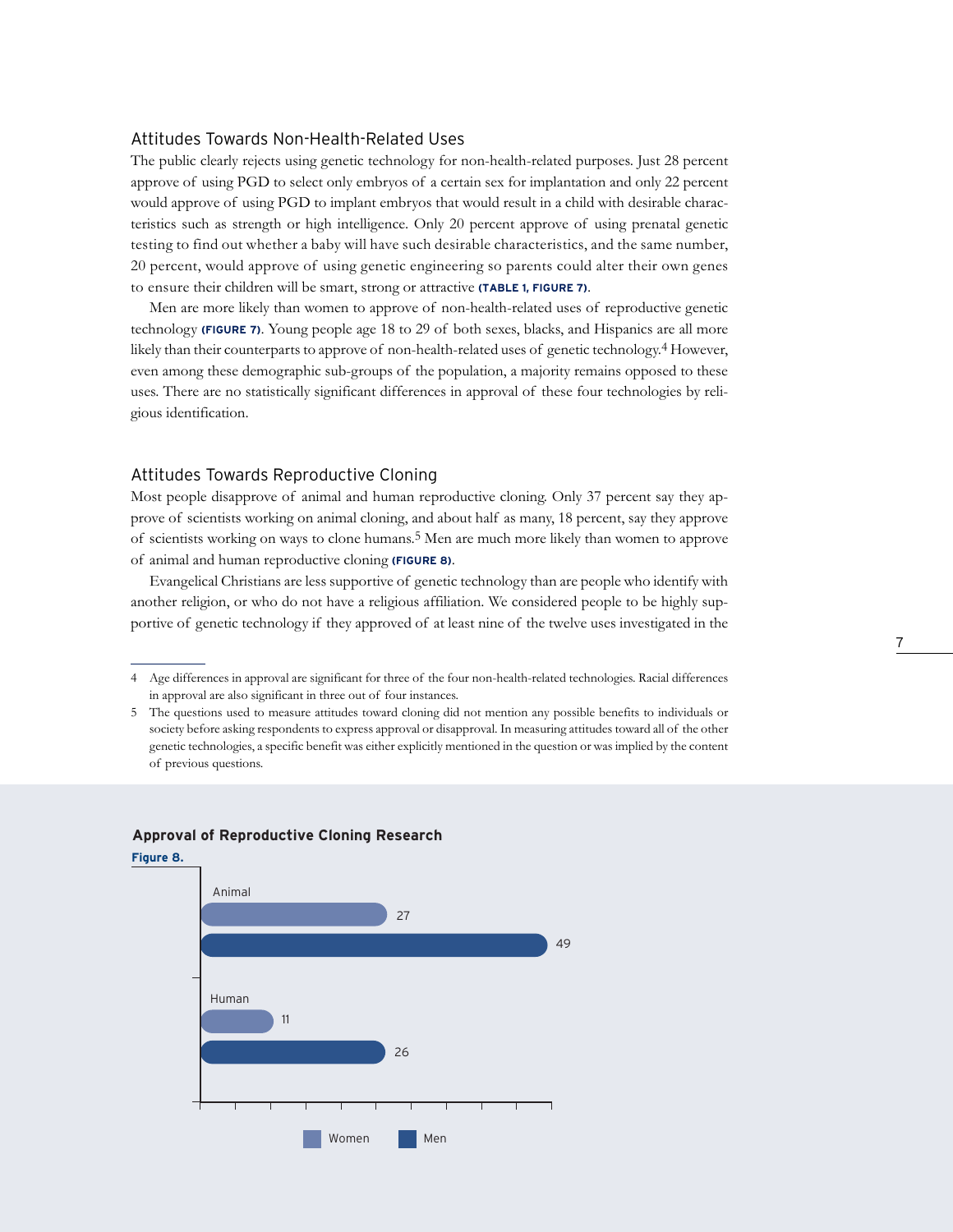### Attitudes Towards Non-Health-Related Uses

The public clearly rejects using genetic technology for non-health-related purposes. Just 28 percent approve of using PGD to select only embryos of a certain sex for implantation and only 22 percent would approve of using PGD to implant embryos that would result in a child with desirable characteristics such as strength or high intelligence. Only 20 percent approve of using prenatal genetic testing to find out whether a baby will have such desirable characteristics, and the same number, 20 percent, would approve of using genetic engineering so parents could alter their own genes to ensure their children will be smart, strong or attractive **(TABLE 1, FIGURE 7)**.

Men are more likely than women to approve of non-health-related uses of reproductive genetic technology **(FIGURE 7)**. Young people age 18 to 29 of both sexes, blacks, and Hispanics are all more likely than their counterparts to approve of non-health-related uses of genetic technology.[4] However, even among these demographic sub-groups of the population, a majority remains opposed to these uses. There are no statistically significant differences in approval of these four technologies by religious identification.

### Attitudes Towards Reproductive Cloning

Most people disapprove of animal and human reproductive cloning. Only 37 percent say they approve of scientists working on animal cloning, and about half as many, 18 percent, say they approve of scientists working on ways to clone humans.[5] Men are much more likely than women to approve of animal and human reproductive cloning **(FIGURE 8)**.

Evangelical Christians are less supportive of genetic technology than are people who identify with another religion, or who do not have a religious affiliation. We considered people to be highly supportive of genetic technology if they approved of at least nine of the twelve uses investigated in the

---

4 Age differences in approval are significant for three of the four non-health-related technologies. Racial differences in approval are also significant in three out of four instances.

5 The questions used to measure attitudes toward cloning did not mention any possible benefits to individuals or society before asking respondents to express approval or disapproval. In measuring attitudes toward all of the other genetic technologies, a specific benefit was either explicitly mentioned in the question or was implied by the content of previous questions.

**Approval of Reproductive Cloning Research**

**Figure 8.**

| | Women | Men |
|---|---|---|
| Animal | 27 | 49 |
| Human | 11 | 26 |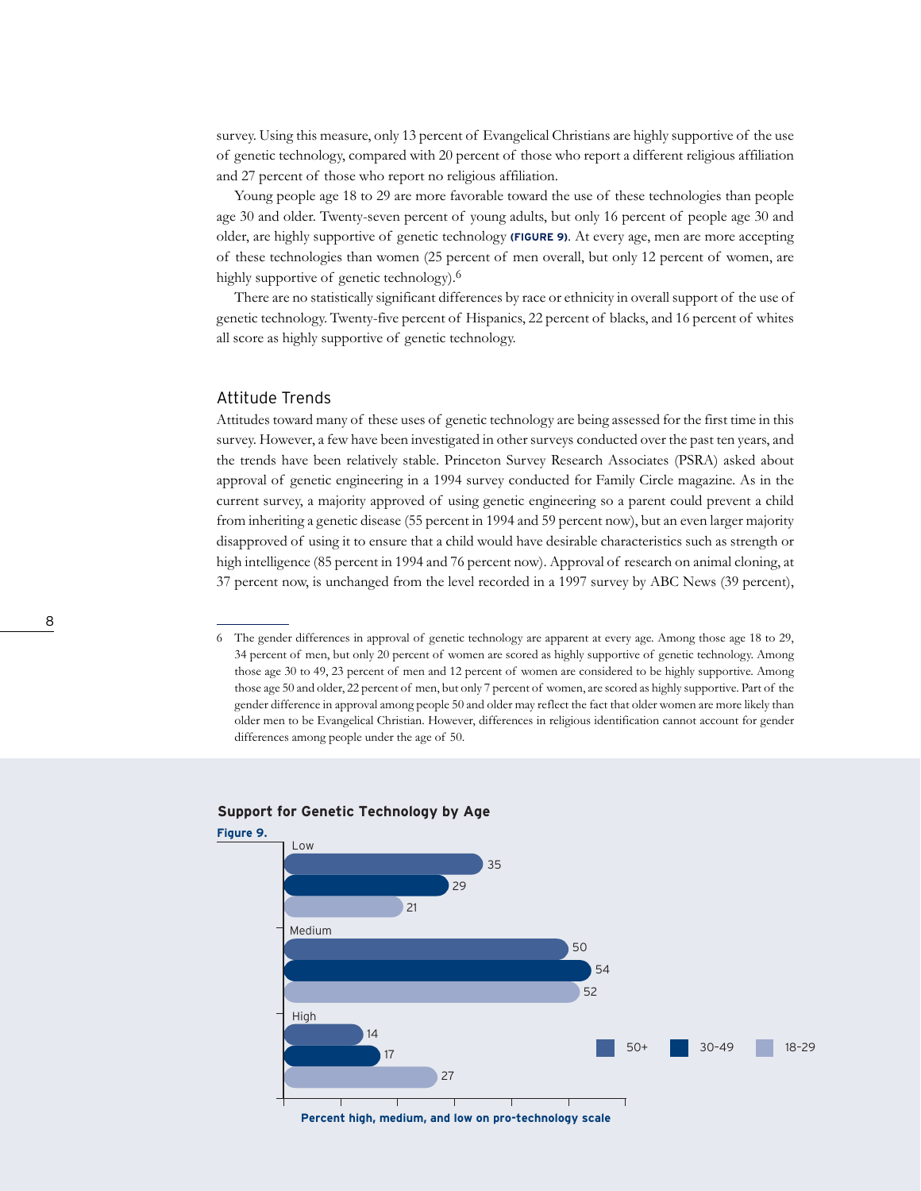survey. Using this measure, only 13 percent of Evangelical Christians are highly supportive of the use of genetic technology, compared with 20 percent of those who report a different religious affiliation and 27 percent of those who report no religious affiliation.

Young people age 18 to 29 are more favorable toward the use of these technologies than people age 30 and older. Twenty-seven percent of young adults, but only 16 percent of people age 30 and older, are highly supportive of genetic technology **(FIGURE 9)**. At every age, men are more accepting of these technologies than women (25 percent of men overall, but only 12 percent of women, are highly supportive of genetic technology).[6]

There are no statistically significant differences by race or ethnicity in overall support of the use of genetic technology. Twenty-five percent of Hispanics, 22 percent of blacks, and 16 percent of whites all score as highly supportive of genetic technology.

## Attitude Trends

Attitudes toward many of these uses of genetic technology are being assessed for the first time in this survey. However, a few have been investigated in other surveys conducted over the past ten years, and the trends have been relatively stable. Princeton Survey Research Associates (PSRA) asked about approval of genetic engineering in a 1994 survey conducted for Family Circle magazine. As in the current survey, a majority approved of using genetic engineering so a parent could prevent a child from inheriting a genetic disease (55 percent in 1994 and 59 percent now), but an even larger majority disapproved of using it to ensure that a child would have desirable characteristics such as strength or high intelligence (85 percent in 1994 and 76 percent now). Approval of research on animal cloning, at 37 percent now, is unchanged from the level recorded in a 1997 survey by ABC News (39 percent),

6 The gender differences in approval of genetic technology are apparent at every age. Among those age 18 to 29, 34 percent of men, but only 20 percent of women are scored as highly supportive of genetic technology. Among those age 30 to 49, 23 percent of men and 12 percent of women are considered to be highly supportive. Among those age 50 and older, 22 percent of men, but only 7 percent of women, are scored as highly supportive. Part of the gender difference in approval among people 50 and older may reflect the fact that older women are more likely than older men to be Evangelical Christian. However, differences in religious identification cannot account for gender differences among people under the age of 50.

**Support for Genetic Technology by Age**

**Figure 9.**

| | 50+ | 30-49 | 18-29 |
|---|---|---|---|
| Low | 35 | 29 | 21 |
| Medium | 50 | 54 | 52 |
| High | 14 | 17 | 27 |

**Percent high, medium, and low on pro-technology scale**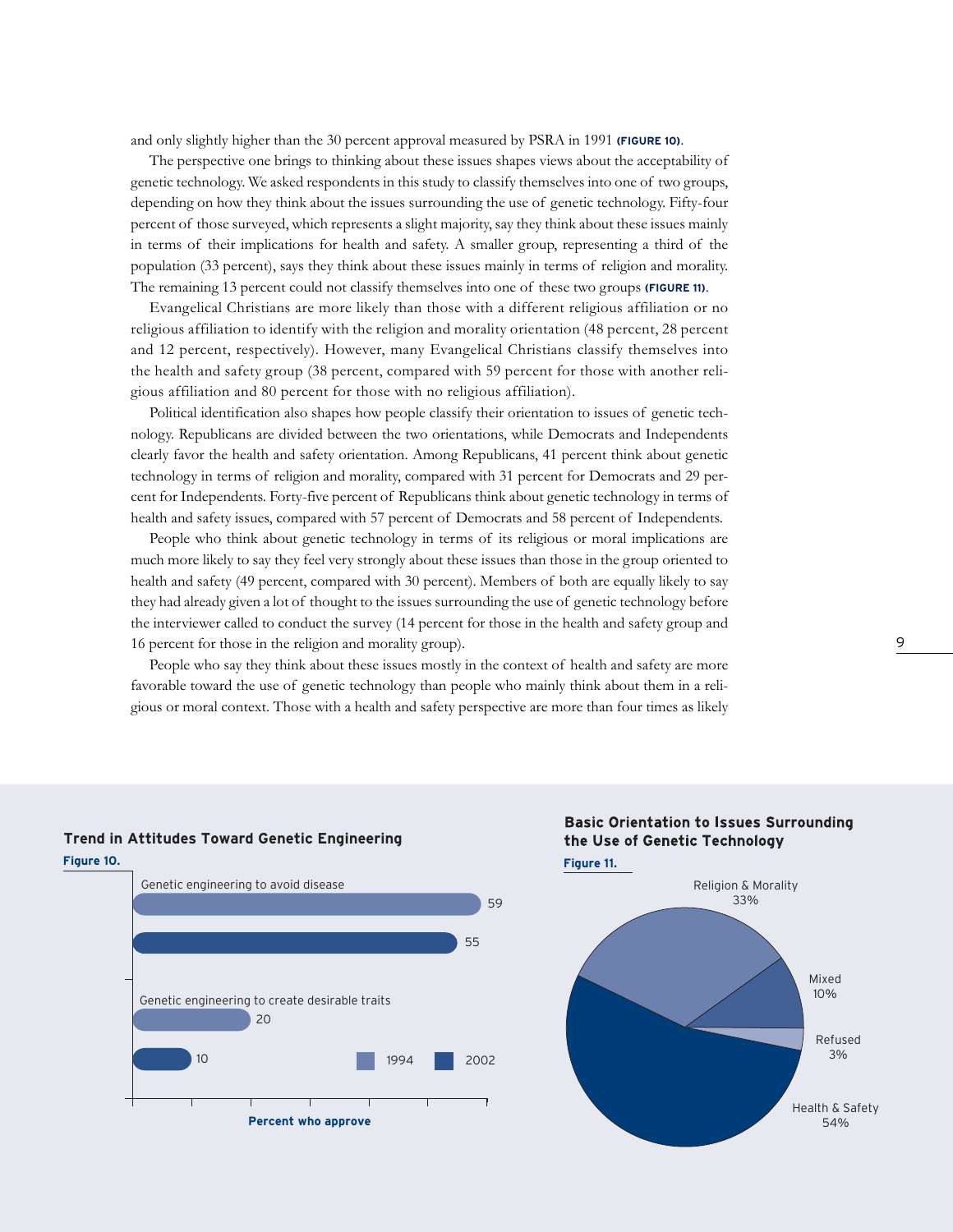and only slightly higher than the 30 percent approval measured by PSRA in 1991 **(FIGURE 10)**.

The perspective one brings to thinking about these issues shapes views about the acceptability of genetic technology. We asked respondents in this study to classify themselves into one of two groups, depending on how they think about the issues surrounding the use of genetic technology. Fifty-four percent of those surveyed, which represents a slight majority, say they think about these issues mainly in terms of their implications for health and safety. A smaller group, representing a third of the population (33 percent), says they think about these issues mainly in terms of religion and morality. The remaining 13 percent could not classify themselves into one of these two groups **(FIGURE 11)**.

Evangelical Christians are more likely than those with a different religious affiliation or no religious affiliation to identify with the religion and morality orientation (48 percent, 28 percent and 12 percent, respectively). However, many Evangelical Christians classify themselves into the health and safety group (38 percent, compared with 59 percent for those with another religious affiliation and 80 percent for those with no religious affiliation).

Political identification also shapes how people classify their orientation to issues of genetic technology. Republicans are divided between the two orientations, while Democrats and Independents clearly favor the health and safety orientation. Among Republicans, 41 percent think about genetic technology in terms of religion and morality, compared with 31 percent for Democrats and 29 percent for Independents. Forty-five percent of Republicans think about genetic technology in terms of health and safety issues, compared with 57 percent of Democrats and 58 percent of Independents.

People who think about genetic technology in terms of its religious or moral implications are much more likely to say they feel very strongly about these issues than those in the group oriented to health and safety (49 percent, compared with 30 percent). Members of both are equally likely to say they had already given a lot of thought to the issues surrounding the use of genetic technology before the interviewer called to conduct the survey (14 percent for those in the health and safety group and 16 percent for those in the religion and morality group).

People who say they think about these issues mostly in the context of health and safety are more favorable toward the use of genetic technology than people who mainly think about them in a religious or moral context. Those with a health and safety perspective are more than four times as likely

**Trend in Attitudes Toward Genetic Engineering**

**Figure 10.**

| Percent who approve | 1994 | 2002 |
|---|---|---|
| Genetic engineering to avoid disease | 59 | 55 |
| Genetic engineering to create desirable traits | 20 | 10 |

**Basic Orientation to Issues Surrounding the Use of Genetic Technology**

**Figure 11.**

| Orientation | Percent |
|---|---|
| Religion & Morality | 33% |
| Mixed | 10% |
| Refused | 3% |
| Health & Safety | 54% |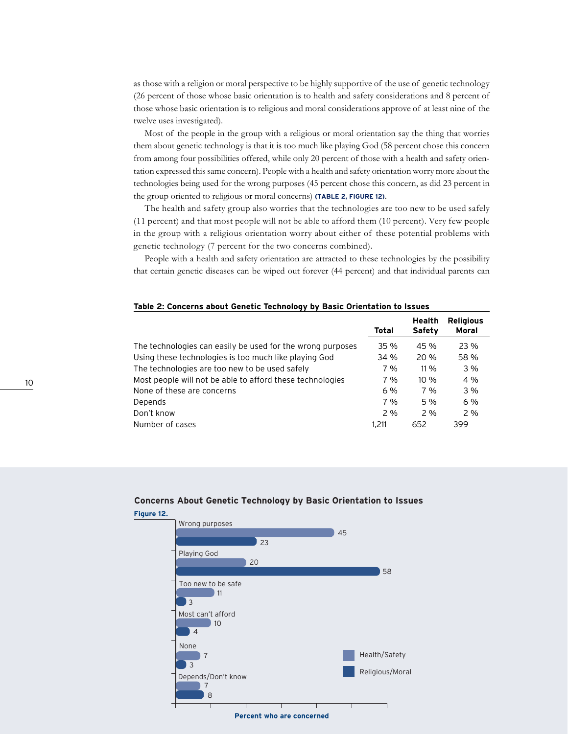as those with a religion or moral perspective to be highly supportive of the use of genetic technology (26 percent of those whose basic orientation is to health and safety considerations and 8 percent of those whose basic orientation is to religious and moral considerations approve of at least nine of the twelve uses investigated).

Most of the people in the group with a religious or moral orientation say the thing that worries them about genetic technology is that it is too much like playing God (58 percent chose this concern from among four possibilities offered, while only 20 percent of those with a health and safety orientation expressed this same concern). People with a health and safety orientation worry more about the technologies being used for the wrong purposes (45 percent chose this concern, as did 23 percent in the group oriented to religious or moral concerns) **(TABLE 2, FIGURE 12)**.

The health and safety group also worries that the technologies are too new to be used safely (11 percent) and that most people will not be able to afford them (10 percent). Very few people in the group with a religious orientation worry about either of these potential problems with genetic technology (7 percent for the two concerns combined).

People with a health and safety orientation are attracted to these technologies by the possibility that certain genetic diseases can be wiped out forever (44 percent) and that individual parents can

**Table 2: Concerns about Genetic Technology by Basic Orientation to Issues**

| | Total | Health Safety | Religious Moral |
|---|---|---|---|
| The technologies can easily be used for the wrong purposes | 35 % | 45 % | 23 % |
| Using these technologies is too much like playing God | 34 % | 20 % | 58 % |
| The technologies are too new to be used safely | 7 % | 11 % | 3 % |
| Most people will not be able to afford these technologies | 7 % | 10 % | 4 % |
| None of these are concerns | 6 % | 7 % | 3 % |
| Depends | 7 % | 5 % | 6 % |
| Don't know | 2 % | 2 % | 2 % |
| Number of cases | 1,211 | 652 | 399 |

**Concerns About Genetic Technology by Basic Orientation to Issues**

**Figure 12.**

| | Health/Safety | Religious/Moral |
|---|---|---|
| Wrong purposes | 45 | 23 |
| Playing God | 20 | 58 |
| Too new to be safe | 11 | 3 |
| Most can't afford | 10 | 4 |
| None | 7 | 3 |
| Depends/Don't know | 7 | 8 |

Percent who are concerned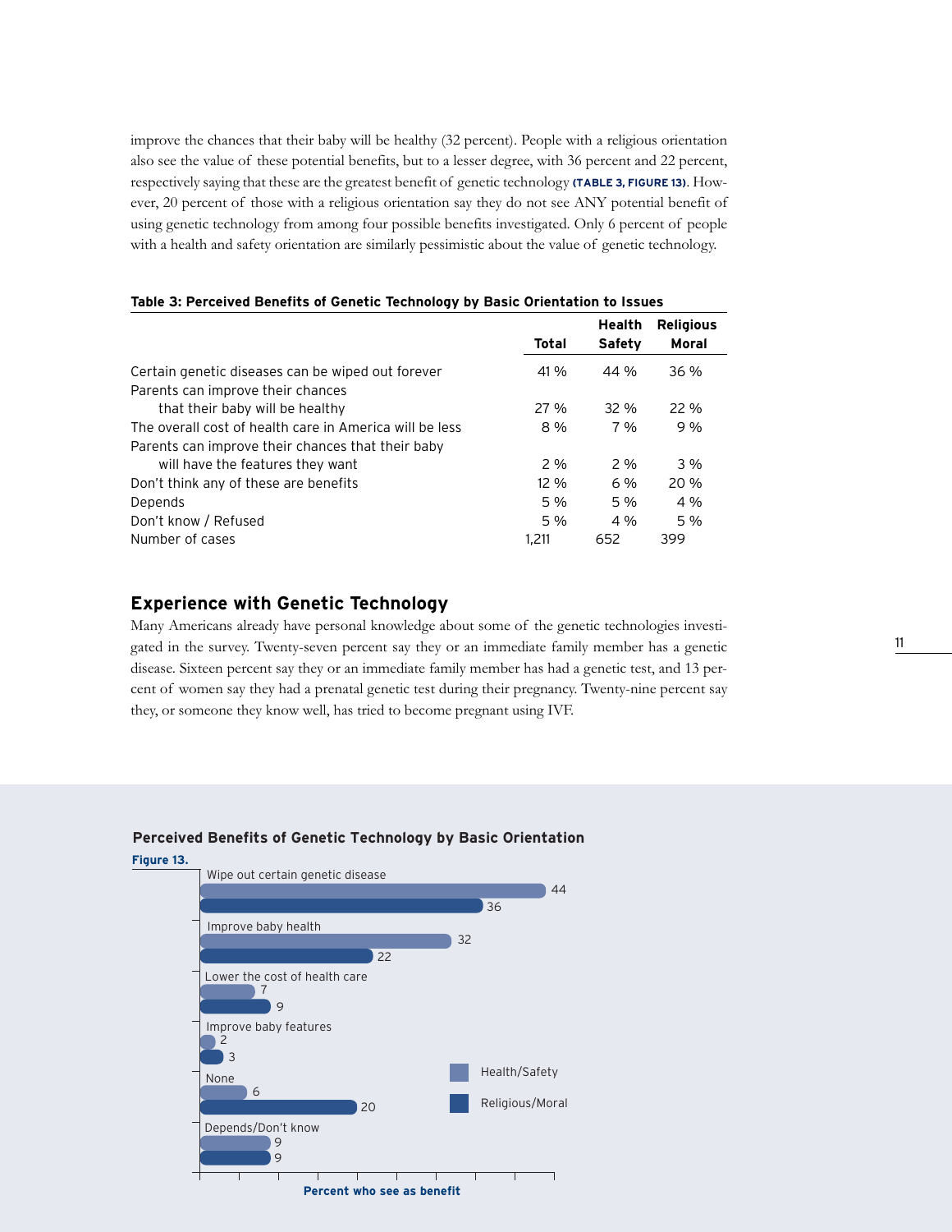improve the chances that their baby will be healthy (32 percent). People with a religious orientation also see the value of these potential benefits, but to a lesser degree, with 36 percent and 22 percent, respectively saying that these are the greatest benefit of genetic technology **(TABLE 3, FIGURE 13)**. However, 20 percent of those with a religious orientation say they do not see ANY potential benefit of using genetic technology from among four possible benefits investigated. Only 6 percent of people with a health and safety orientation are similarly pessimistic about the value of genetic technology.

**Table 3: Perceived Benefits of Genetic Technology by Basic Orientation to Issues**

| | Total | Health Safety | Religious Moral |
|---|---|---|---|
| Certain genetic diseases can be wiped out forever | 41 % | 44 % | 36 % |
| Parents can improve their chances that their baby will be healthy | 27 % | 32 % | 22 % |
| The overall cost of health care in America will be less | 8 % | 7 % | 9 % |
| Parents can improve their chances that their baby will have the features they want | 2 % | 2 % | 3 % |
| Don't think any of these are benefits | 12 % | 6 % | 20 % |
| Depends | 5 % | 5 % | 4 % |
| Don't know / Refused | 5 % | 4 % | 5 % |
| Number of cases | 1,211 | 652 | 399 |

## Experience with Genetic Technology

Many Americans already have personal knowledge about some of the genetic technologies investigated in the survey. Twenty-seven percent say they or an immediate family member has a genetic disease. Sixteen percent say they or an immediate family member has had a genetic test, and 13 percent of women say they had a prenatal genetic test during their pregnancy. Twenty-nine percent say they, or someone they know well, has tried to become pregnant using IVF.

**Perceived Benefits of Genetic Technology by Basic Orientation**

**Figure 13.**

| | Health/Safety | Religious/Moral |
|---|---|---|
| Wipe out certain genetic disease | 44 | 36 |
| Improve baby health | 32 | 22 |
| Lower the cost of health care | 7 | 9 |
| Improve baby features | 2 | 3 |
| None | 6 | 20 |
| Depends/Don't know | 9 | 9 |

Percent who see as benefit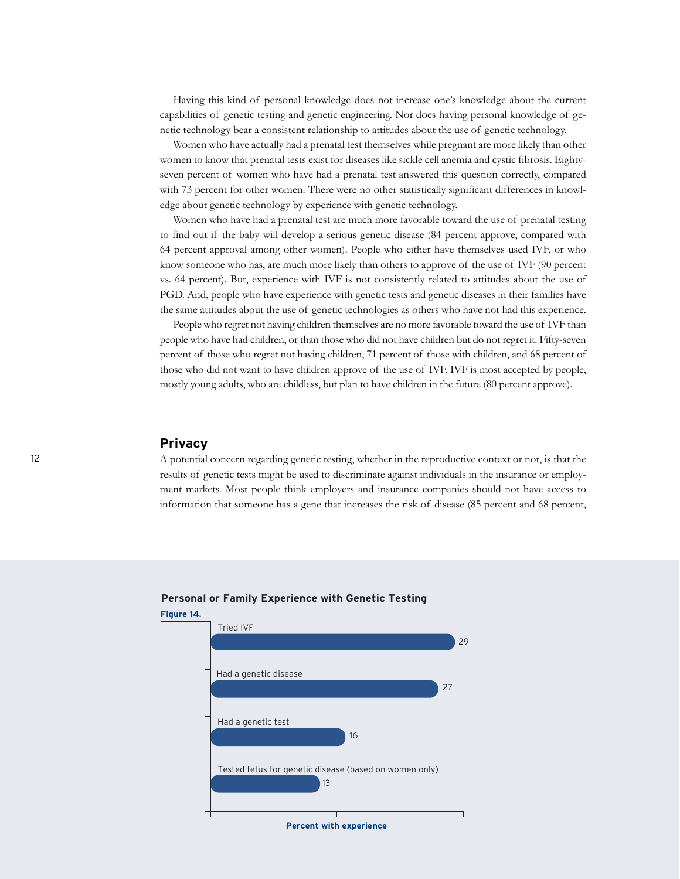Having this kind of personal knowledge does not increase one's knowledge about the current capabilities of genetic testing and genetic engineering. Nor does having personal knowledge of genetic technology bear a consistent relationship to attitudes about the use of genetic technology.

Women who have actually had a prenatal test themselves while pregnant are more likely than other women to know that prenatal tests exist for diseases like sickle cell anemia and cystic fibrosis. Eighty-seven percent of women who have had a prenatal test answered this question correctly, compared with 73 percent for other women. There were no other statistically significant differences in knowledge about genetic technology by experience with genetic technology.

Women who have had a prenatal test are much more favorable toward the use of prenatal testing to find out if the baby will develop a serious genetic disease (84 percent approve, compared with 64 percent approval among other women). People who either have themselves used IVF, or who know someone who has, are much more likely than others to approve of the use of IVF (90 percent vs. 64 percent). But, experience with IVF is not consistently related to attitudes about the use of PGD. And, people who have experience with genetic tests and genetic diseases in their families have the same attitudes about the use of genetic technologies as others who have not had this experience.

People who regret not having children themselves are no more favorable toward the use of IVF than people who have had children, or than those who did not have children but do not regret it. Fifty-seven percent of those who regret not having children, 71 percent of those with children, and 68 percent of those who did not want to have children approve of the use of IVF. IVF is most accepted by people, mostly young adults, who are childless, but plan to have children in the future (80 percent approve).

## Privacy

A potential concern regarding genetic testing, whether in the reproductive context or not, is that the results of genetic tests might be used to discriminate against individuals in the insurance or employment markets. Most people think employers and insurance companies should not have access to information that someone has a gene that increases the risk of disease (85 percent and 68 percent,

**Personal or Family Experience with Genetic Testing**

**Figure 14.**

| Experience | Percent with experience |
|---|---|
| Tried IVF | 29 |
| Had a genetic disease | 27 |
| Had a genetic test | 16 |
| Tested fetus for genetic disease (based on women only) | 13 |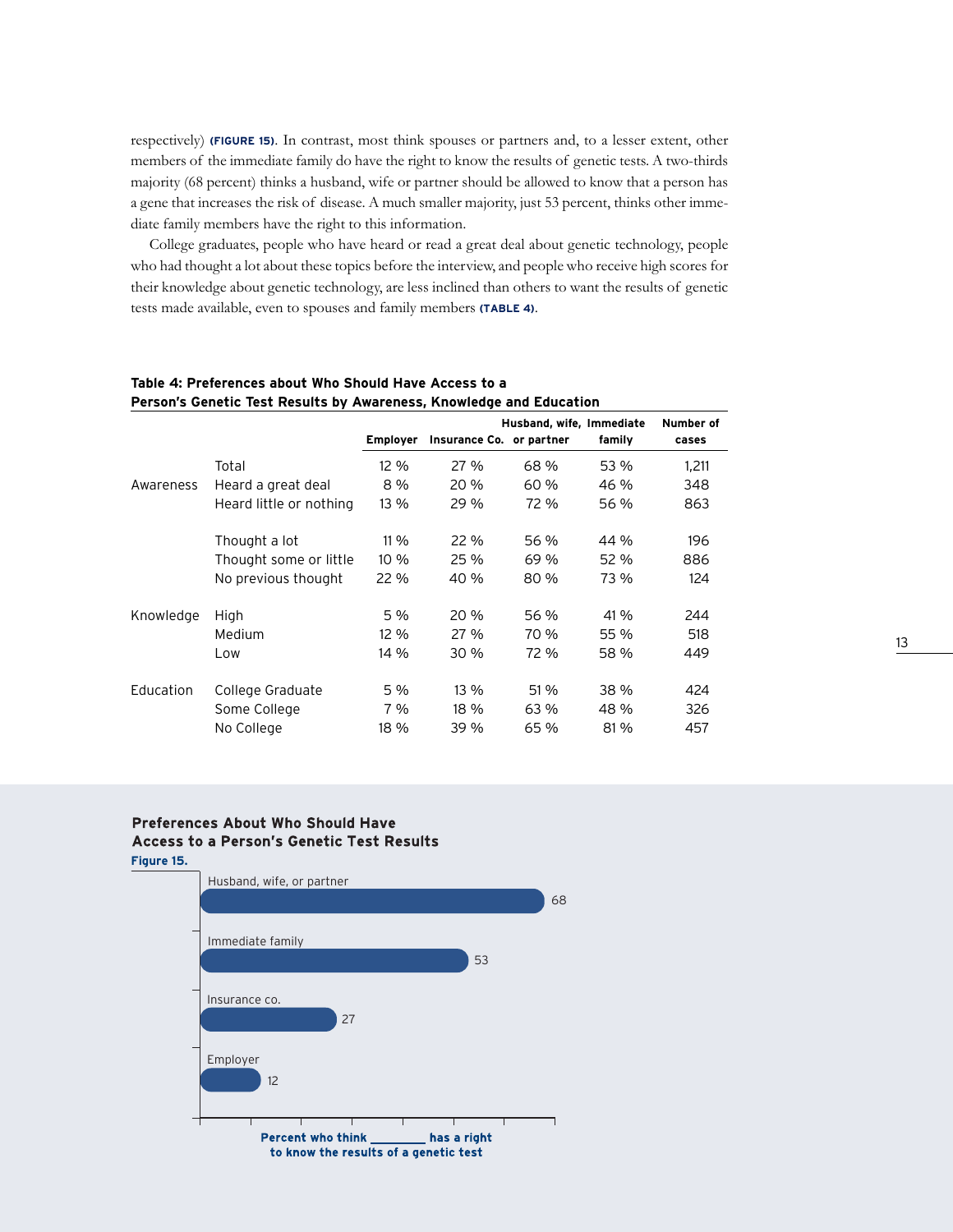respectively) **(FIGURE 15)**. In contrast, most think spouses or partners and, to a lesser extent, other members of the immediate family do have the right to know the results of genetic tests. A two-thirds majority (68 percent) thinks a husband, wife or partner should be allowed to know that a person has a gene that increases the risk of disease. A much smaller majority, just 53 percent, thinks other immediate family members have the right to this information.

College graduates, people who have heard or read a great deal about genetic technology, people who had thought a lot about these topics before the interview, and people who receive high scores for their knowledge about genetic technology, are less inclined than others to want the results of genetic tests made available, even to spouses and family members **(TABLE 4)**.

**Table 4: Preferences about Who Should Have Access to a Person's Genetic Test Results by Awareness, Knowledge and Education**

| | | Employer | Insurance Co. | Husband, wife, or partner | Immediate family | Number of cases |
|---|---|---|---|---|---|---|
| | Total | 12 % | 27 % | 68 % | 53 % | 1,211 |
| Awareness | Heard a great deal | 8 % | 20 % | 60 % | 46 % | 348 |
| | Heard little or nothing | 13 % | 29 % | 72 % | 56 % | 863 |
| | Thought a lot | 11 % | 22 % | 56 % | 44 % | 196 |
| | Thought some or little | 10 % | 25 % | 69 % | 52 % | 886 |
| | No previous thought | 22 % | 40 % | 80 % | 73 % | 124 |
| Knowledge | High | 5 % | 20 % | 56 % | 41 % | 244 |
| | Medium | 12 % | 27 % | 70 % | 55 % | 518 |
| | Low | 14 % | 30 % | 72 % | 58 % | 449 |
| Education | College Graduate | 5 % | 13 % | 51 % | 38 % | 424 |
| | Some College | 7 % | 18 % | 63 % | 48 % | 326 |
| | No College | 18 % | 39 % | 65 % | 81 % | 457 |

**Preferences About Who Should Have Access to a Person's Genetic Test Results**

**Figure 15.**

| | Percent who think ________ has a right to know the results of a genetic test |
|---|---|
| Husband, wife, or partner | 68 |
| Immediate family | 53 |
| Insurance co. | 27 |
| Employer | 12 |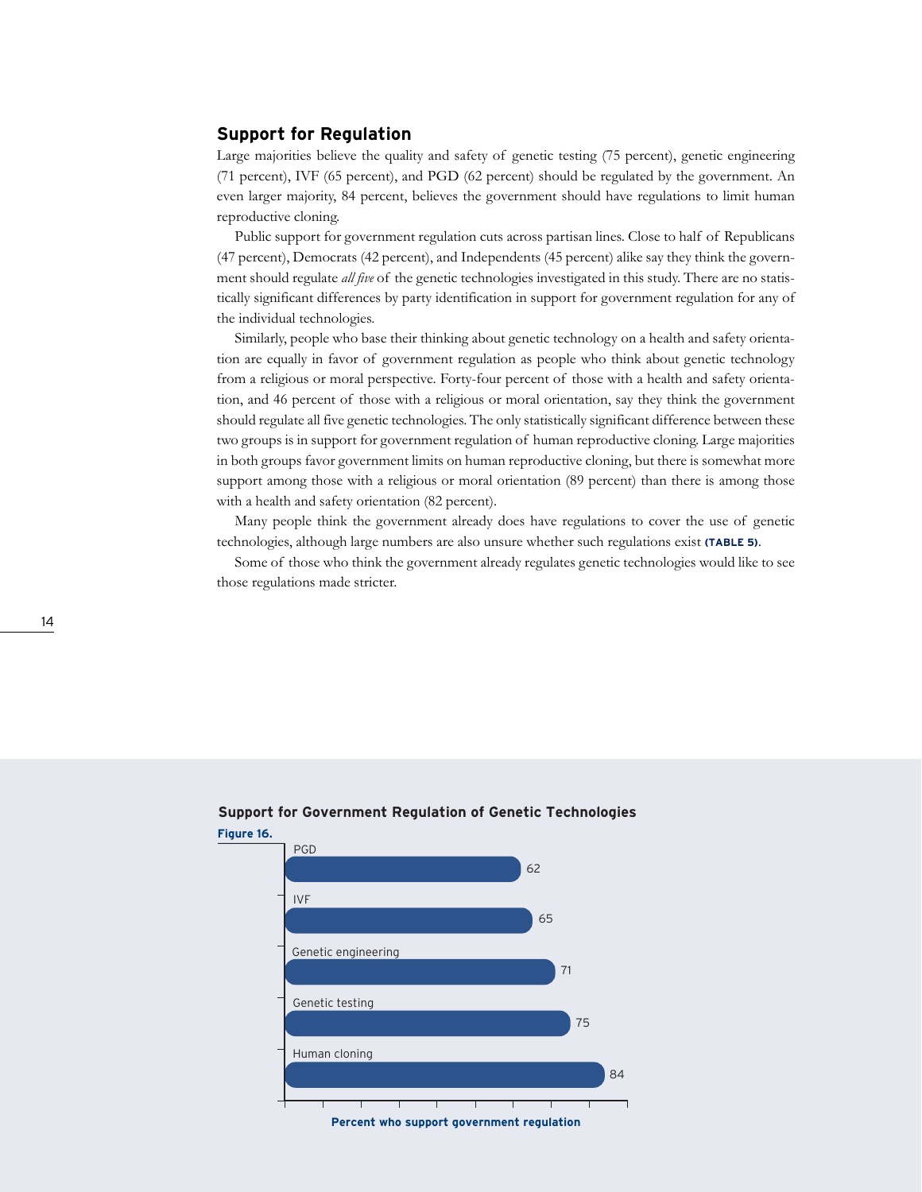## Support for Regulation

Large majorities believe the quality and safety of genetic testing (75 percent), genetic engineering (71 percent), IVF (65 percent), and PGD (62 percent) should be regulated by the government. An even larger majority, 84 percent, believes the government should have regulations to limit human reproductive cloning.

Public support for government regulation cuts across partisan lines. Close to half of Republicans (47 percent), Democrats (42 percent), and Independents (45 percent) alike say they think the government should regulate *all five* of the genetic technologies investigated in this study. There are no statistically significant differences by party identification in support for government regulation for any of the individual technologies.

Similarly, people who base their thinking about genetic technology on a health and safety orientation are equally in favor of government regulation as people who think about genetic technology from a religious or moral perspective. Forty-four percent of those with a health and safety orientation, and 46 percent of those with a religious or moral orientation, say they think the government should regulate all five genetic technologies. The only statistically significant difference between these two groups is in support for government regulation of human reproductive cloning. Large majorities in both groups favor government limits on human reproductive cloning, but there is somewhat more support among those with a religious or moral orientation (89 percent) than there is among those with a health and safety orientation (82 percent).

Many people think the government already does have regulations to cover the use of genetic technologies, although large numbers are also unsure whether such regulations exist **(TABLE 5)**.

Some of those who think the government already regulates genetic technologies would like to see those regulations made stricter.

**Support for Government Regulation of Genetic Technologies**

**Figure 16.**

| Technology | Percent who support government regulation |
|---|---|
| PGD | 62 |
| IVF | 65 |
| Genetic engineering | 71 |
| Genetic testing | 75 |
| Human cloning | 84 |

**Percent who support government regulation**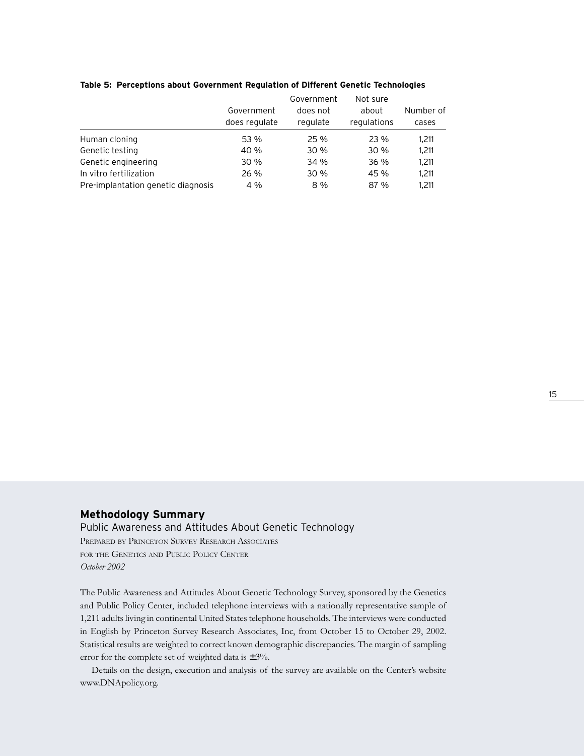**Table 5: Perceptions about Government Regulation of Different Genetic Technologies**

| | Government does regulate | Government does not regulate | Not sure about regulations | Number of cases |
|---|---|---|---|---|
| Human cloning | 53 % | 25 % | 23 % | 1,211 |
| Genetic testing | 40 % | 30 % | 30 % | 1,211 |
| Genetic engineering | 30 % | 34 % | 36 % | 1,211 |
| In vitro fertilization | 26 % | 30 % | 45 % | 1,211 |
| Pre-implantation genetic diagnosis | 4 % | 8 % | 87 % | 1,211 |

## Methodology Summary

Public Awareness and Attitudes About Genetic Technology

Prepared by Princeton Survey Research Associates
for the Genetics and Public Policy Center
*October 2002*

The Public Awareness and Attitudes About Genetic Technology Survey, sponsored by the Genetics and Public Policy Center, included telephone interviews with a nationally representative sample of 1,211 adults living in continental United States telephone households. The interviews were conducted in English by Princeton Survey Research Associates, Inc, from October 15 to October 29, 2002. Statistical results are weighted to correct known demographic discrepancies. The margin of sampling error for the complete set of weighted data is ±3%.

Details on the design, execution and analysis of the survey are available on the Center's website www.DNApolicy.org.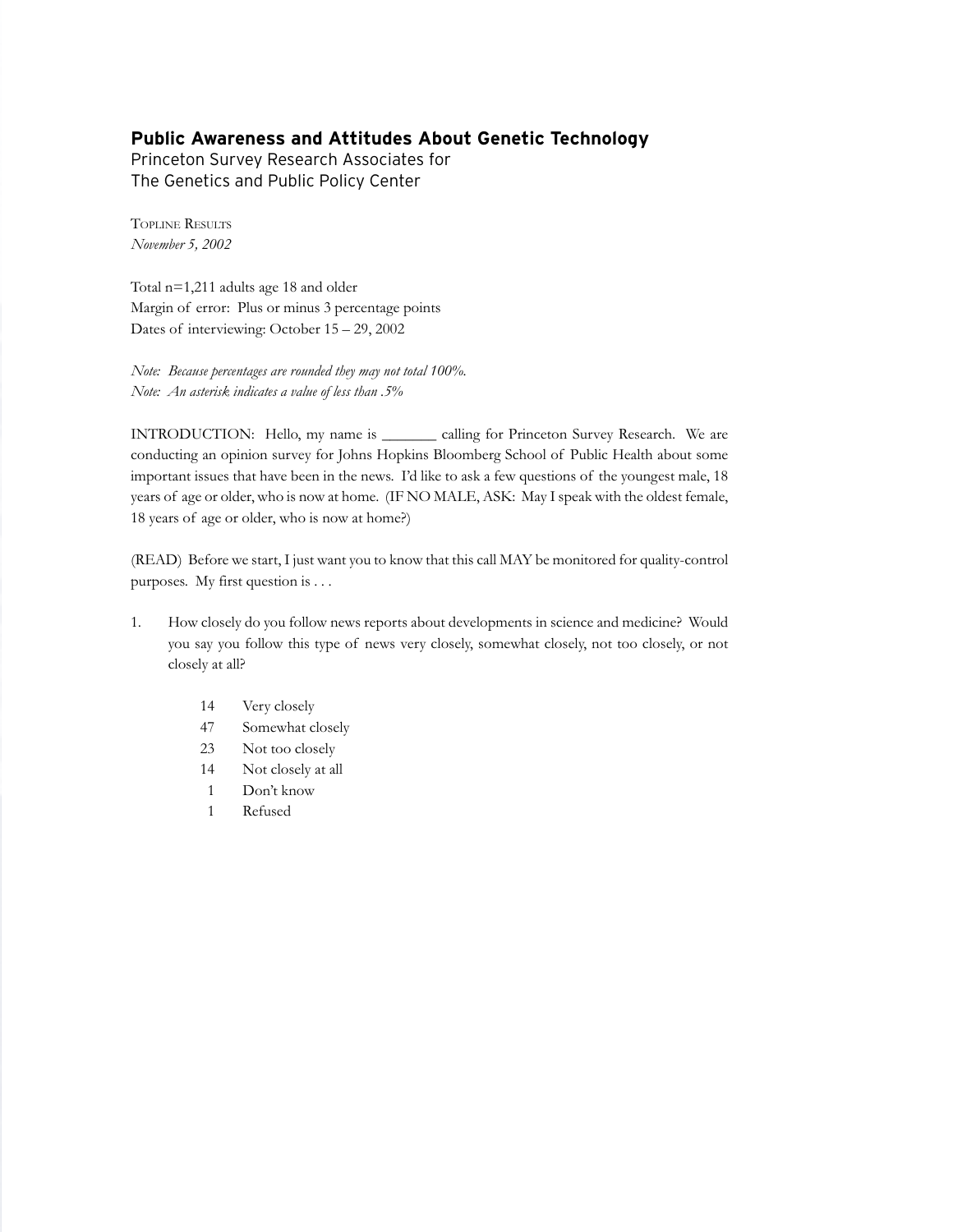## Public Awareness and Attitudes About Genetic Technology

Princeton Survey Research Associates for
The Genetics and Public Policy Center

TOPLINE RESULTS
*November 5, 2002*

Total n=1,211 adults age 18 and older
Margin of error: Plus or minus 3 percentage points
Dates of interviewing: October 15 – 29, 2002

*Note: Because percentages are rounded they may not total 100%.*
*Note: An asterisk indicates a value of less than .5%*

INTRODUCTION: Hello, my name is _______ calling for Princeton Survey Research. We are conducting an opinion survey for Johns Hopkins Bloomberg School of Public Health about some important issues that have been in the news. I'd like to ask a few questions of the youngest male, 18 years of age or older, who is now at home. (IF NO MALE, ASK: May I speak with the oldest female, 18 years of age or older, who is now at home?)

(READ) Before we start, I just want you to know that this call MAY be monitored for quality-control purposes. My first question is . . .

1. How closely do you follow news reports about developments in science and medicine? Would you say you follow this type of news very closely, somewhat closely, not too closely, or not closely at all?

| | |
|---|---|
| 14 | Very closely |
| 47 | Somewhat closely |
| 23 | Not too closely |
| 14 | Not closely at all |
| 1 | Don't know |
| 1 | Refused |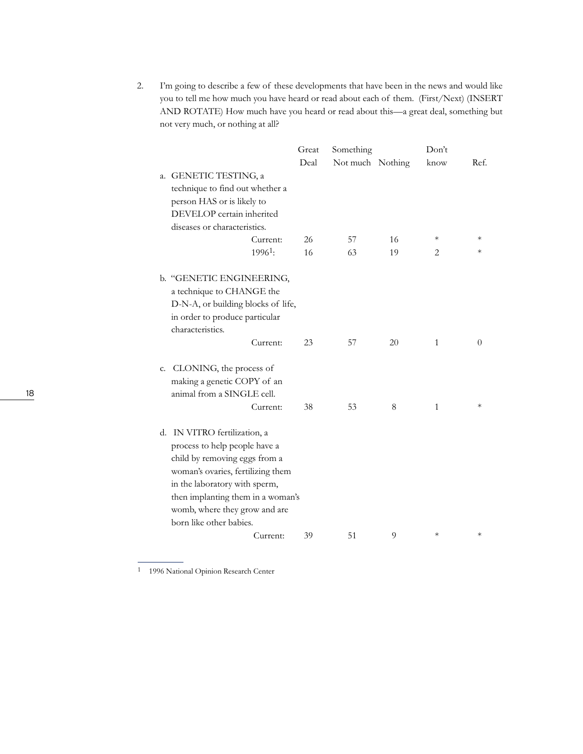2. I'm going to describe a few of these developments that have been in the news and would like you to tell me how much you have heard or read about each of them. (First/Next) (INSERT AND ROTATE) How much have you heard or read about this—a great deal, something but not very much, or nothing at all?

| | | Great Deal | Something Not much | Nothing | Don't know | Ref. |
|---|---|---|---|---|---|---|
| a. GENETIC TESTING, a technique to find out whether a person HAS or is likely to DEVELOP certain inherited diseases or characteristics. | Current: | 26 | 57 | 16 | * | * |
| | 1996[1]: | 16 | 63 | 19 | 2 | * |
| b. "GENETIC ENGINEERING, a technique to CHANGE the D-N-A, or building blocks of life, in order to produce particular characteristics. | Current: | 23 | 57 | 20 | 1 | 0 |
| c. CLONING, the process of making a genetic COPY of an animal from a SINGLE cell. | Current: | 38 | 53 | 8 | 1 | * |
| d. IN VITRO fertilization, a process to help people have a child by removing eggs from a woman's ovaries, fertilizing them in the laboratory with sperm, then implanting them in a woman's womb, where they grow and are born like other babies. | Current: | 39 | 51 | 9 | * | * |

[1] 1996 National Opinion Research Center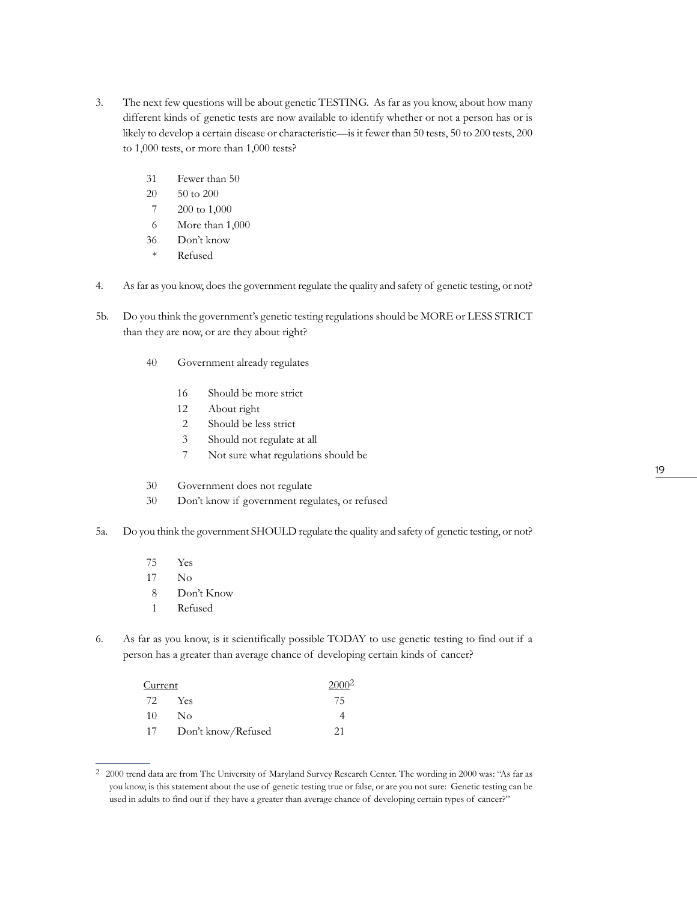3. The next few questions will be about genetic TESTING. As far as you know, about how many different kinds of genetic tests are now available to identify whether or not a person has or is likely to develop a certain disease or characteristic—is it fewer than 50 tests, 50 to 200 tests, 200 to 1,000 tests, or more than 1,000 tests?

   31 Fewer than 50
   20 50 to 200
    7 200 to 1,000
    6 More than 1,000
   36 Don't know
    * Refused

4. As far as you know, does the government regulate the quality and safety of genetic testing, or not?

5b. Do you think the government's genetic testing regulations should be MORE or LESS STRICT than they are now, or are they about right?

   40 Government already regulates

      16 Should be more strict
      12 About right
       2 Should be less strict
       3 Should not regulate at all
       7 Not sure what regulations should be

   30 Government does not regulate
   30 Don't know if government regulates, or refused

5a. Do you think the government SHOULD regulate the quality and safety of genetic testing, or not?

   75 Yes
   17 No
    8 Don't Know
    1 Refused

6. As far as you know, is it scientifically possible TODAY to use genetic testing to find out if a person has a greater than average chance of developing certain kinds of cancer?

| Current | | 2000[2] |
|---|---|---|
| 72 | Yes | 75 |
| 10 | No | 4 |
| 17 | Don't know/Refused | 21 |

[2] 2000 trend data are from The University of Maryland Survey Research Center. The wording in 2000 was: "As far as you know, is this statement about the use of genetic testing true or false, or are you not sure: Genetic testing can be used in adults to find out if they have a greater than average chance of developing certain types of cancer?"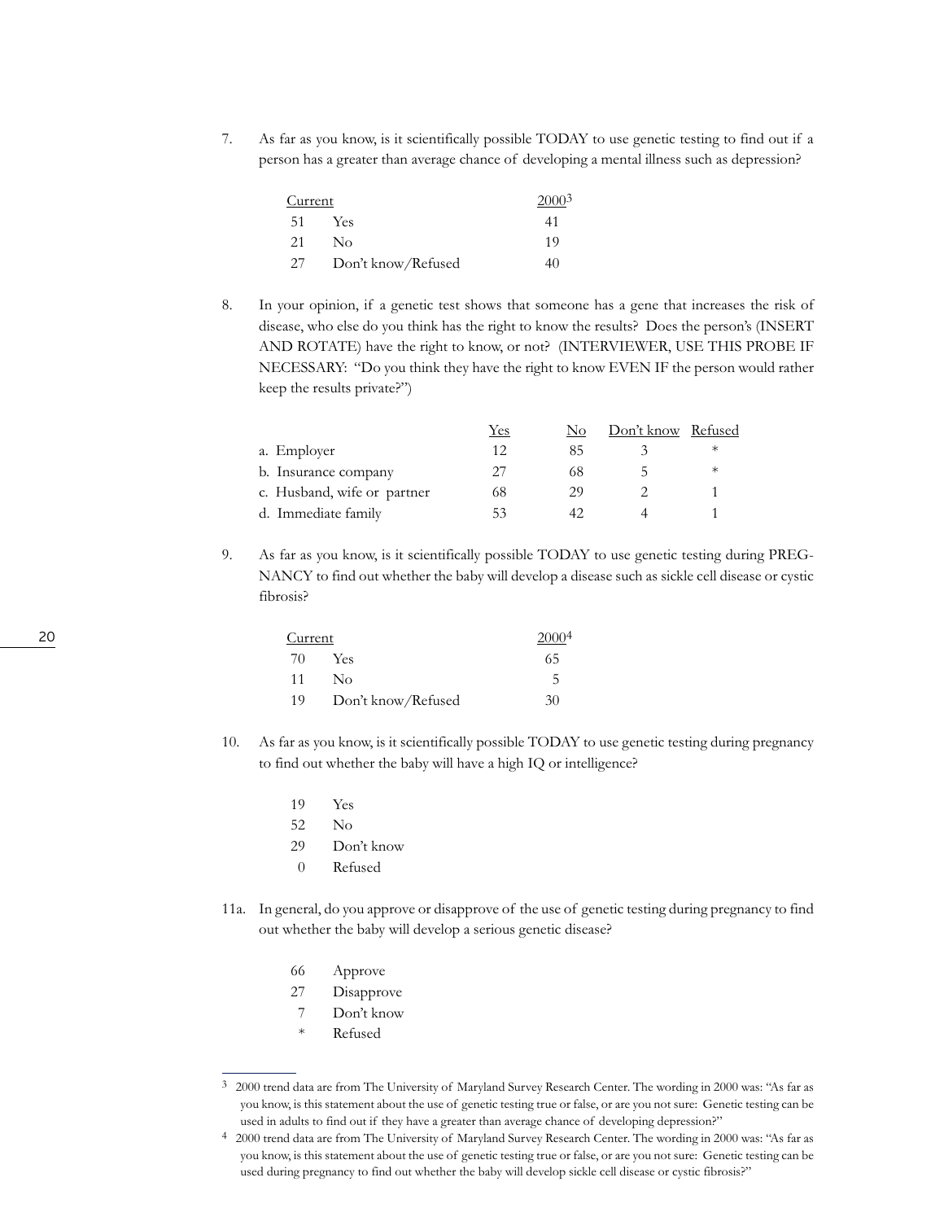7. As far as you know, is it scientifically possible TODAY to use genetic testing to find out if a person has a greater than average chance of developing a mental illness such as depression?

| Current | | 2000[3] |
|---|---|---|
| 51 | Yes | 41 |
| 21 | No | 19 |
| 27 | Don't know/Refused | 40 |

8. In your opinion, if a genetic test shows that someone has a gene that increases the risk of disease, who else do you think has the right to know the results? Does the person's (INSERT AND ROTATE) have the right to know, or not? (INTERVIEWER, USE THIS PROBE IF NECESSARY: "Do you think they have the right to know EVEN IF the person would rather keep the results private?")

| | Yes | No | Don't know | Refused |
|---|---|---|---|---|
| a. Employer | 12 | 85 | 3 | * |
| b. Insurance company | 27 | 68 | 5 | * |
| c. Husband, wife or partner | 68 | 29 | 2 | 1 |
| d. Immediate family | 53 | 42 | 4 | 1 |

9. As far as you know, is it scientifically possible TODAY to use genetic testing during PREGNANCY to find out whether the baby will develop a disease such as sickle cell disease or cystic fibrosis?

| Current | | 2000[4] |
|---|---|---|
| 70 | Yes | 65 |
| 11 | No | 5 |
| 19 | Don't know/Refused | 30 |

10. As far as you know, is it scientifically possible TODAY to use genetic testing during pregnancy to find out whether the baby will have a high IQ or intelligence?

| | |
|---|---|
| 19 | Yes |
| 52 | No |
| 29 | Don't know |
| 0 | Refused |

11a. In general, do you approve or disapprove of the use of genetic testing during pregnancy to find out whether the baby will develop a serious genetic disease?

| | |
|---|---|
| 66 | Approve |
| 27 | Disapprove |
| 7 | Don't know |
| * | Refused |

---

[3] 2000 trend data are from The University of Maryland Survey Research Center. The wording in 2000 was: "As far as you know, is this statement about the use of genetic testing true or false, or are you not sure: Genetic testing can be used in adults to find out if they have a greater than average chance of developing depression?"

[4] 2000 trend data are from The University of Maryland Survey Research Center. The wording in 2000 was: "As far as you know, is this statement about the use of genetic testing true or false, or are you not sure: Genetic testing can be used during pregnancy to find out whether the baby will develop sickle cell disease or cystic fibrosis?"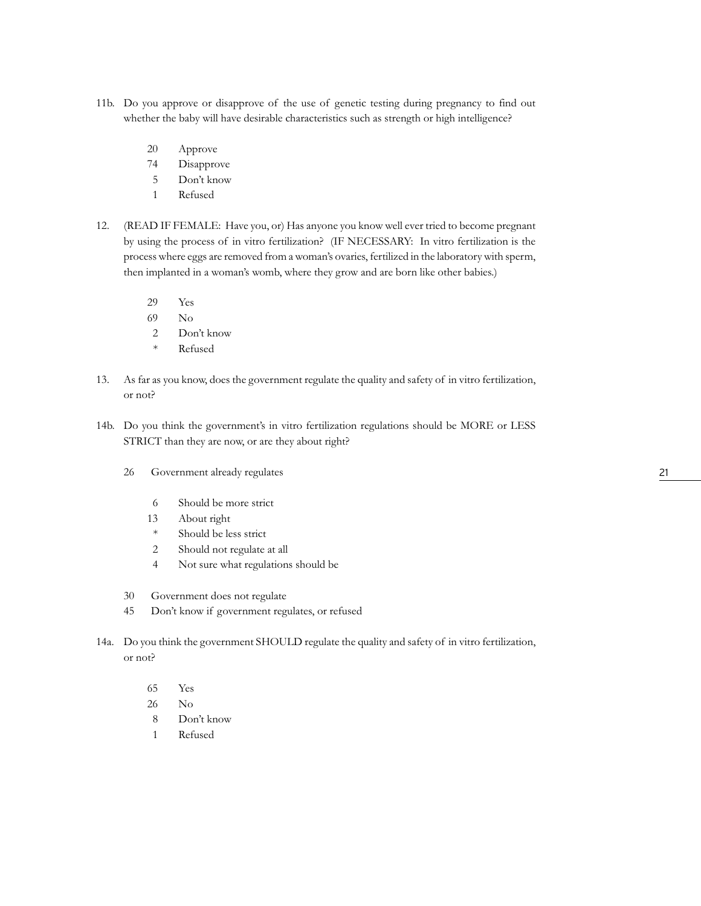11b. Do you approve or disapprove of the use of genetic testing during pregnancy to find out whether the baby will have desirable characteristics such as strength or high intelligence?

| | |
|---|---|
| 20 | Approve |
| 74 | Disapprove |
| 5 | Don't know |
| 1 | Refused |

12. (READ IF FEMALE: Have you, or) Has anyone you know well ever tried to become pregnant by using the process of in vitro fertilization? (IF NECESSARY: In vitro fertilization is the process where eggs are removed from a woman's ovaries, fertilized in the laboratory with sperm, then implanted in a woman's womb, where they grow and are born like other babies.)

| | |
|---|---|
| 29 | Yes |
| 69 | No |
| 2 | Don't know |
| * | Refused |

13. As far as you know, does the government regulate the quality and safety of in vitro fertilization, or not?

14b. Do you think the government's in vitro fertilization regulations should be MORE or LESS STRICT than they are now, or are they about right?

- 26 Government already regulates
  - 6 Should be more strict
  - 13 About right
  - * Should be less strict
  - 2 Should not regulate at all
  - 4 Not sure what regulations should be
- 30 Government does not regulate
- 45 Don't know if government regulates, or refused

14a. Do you think the government SHOULD regulate the quality and safety of in vitro fertilization, or not?

| | |
|---|---|
| 65 | Yes |
| 26 | No |
| 8 | Don't know |
| 1 | Refused |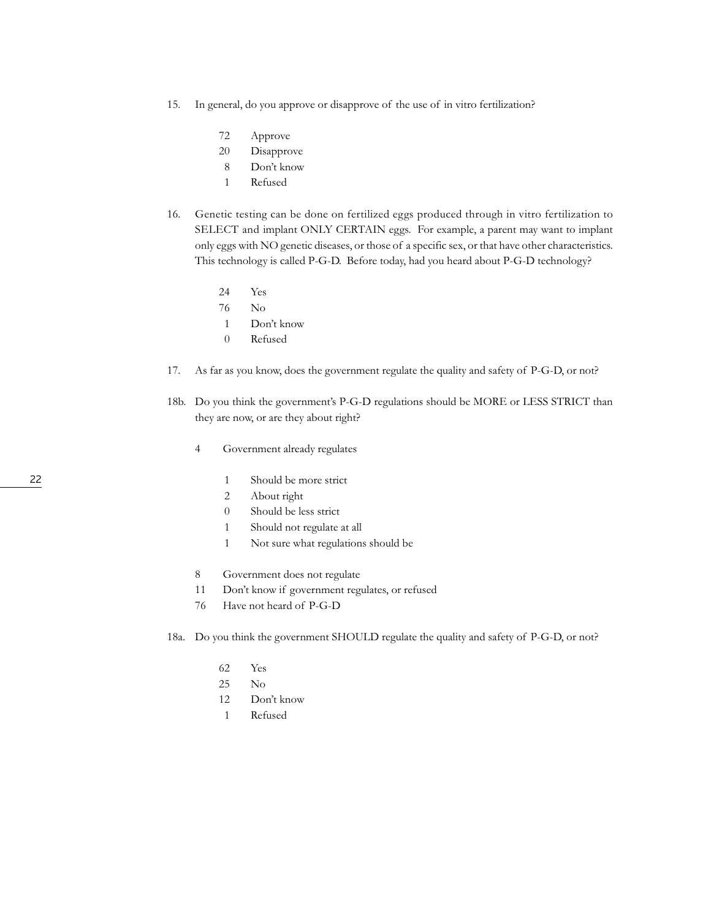15. In general, do you approve or disapprove of the use of in vitro fertilization?

    72 Approve
    20 Disapprove
    8 Don't know
    1 Refused

16. Genetic testing can be done on fertilized eggs produced through in vitro fertilization to SELECT and implant ONLY CERTAIN eggs. For example, a parent may want to implant only eggs with NO genetic diseases, or those of a specific sex, or that have other characteristics. This technology is called P-G-D. Before today, had you heard about P-G-D technology?

    24 Yes
    76 No
    1 Don't know
    0 Refused

17. As far as you know, does the government regulate the quality and safety of P-G-D, or not?

18b. Do you think the government's P-G-D regulations should be MORE or LESS STRICT than they are now, or are they about right?

    4 Government already regulates

        1 Should be more strict
        2 About right
        0 Should be less strict
        1 Should not regulate at all
        1 Not sure what regulations should be

    8 Government does not regulate
    11 Don't know if government regulates, or refused
    76 Have not heard of P-G-D

18a. Do you think the government SHOULD regulate the quality and safety of P-G-D, or not?

    62 Yes
    25 No
    12 Don't know
    1 Refused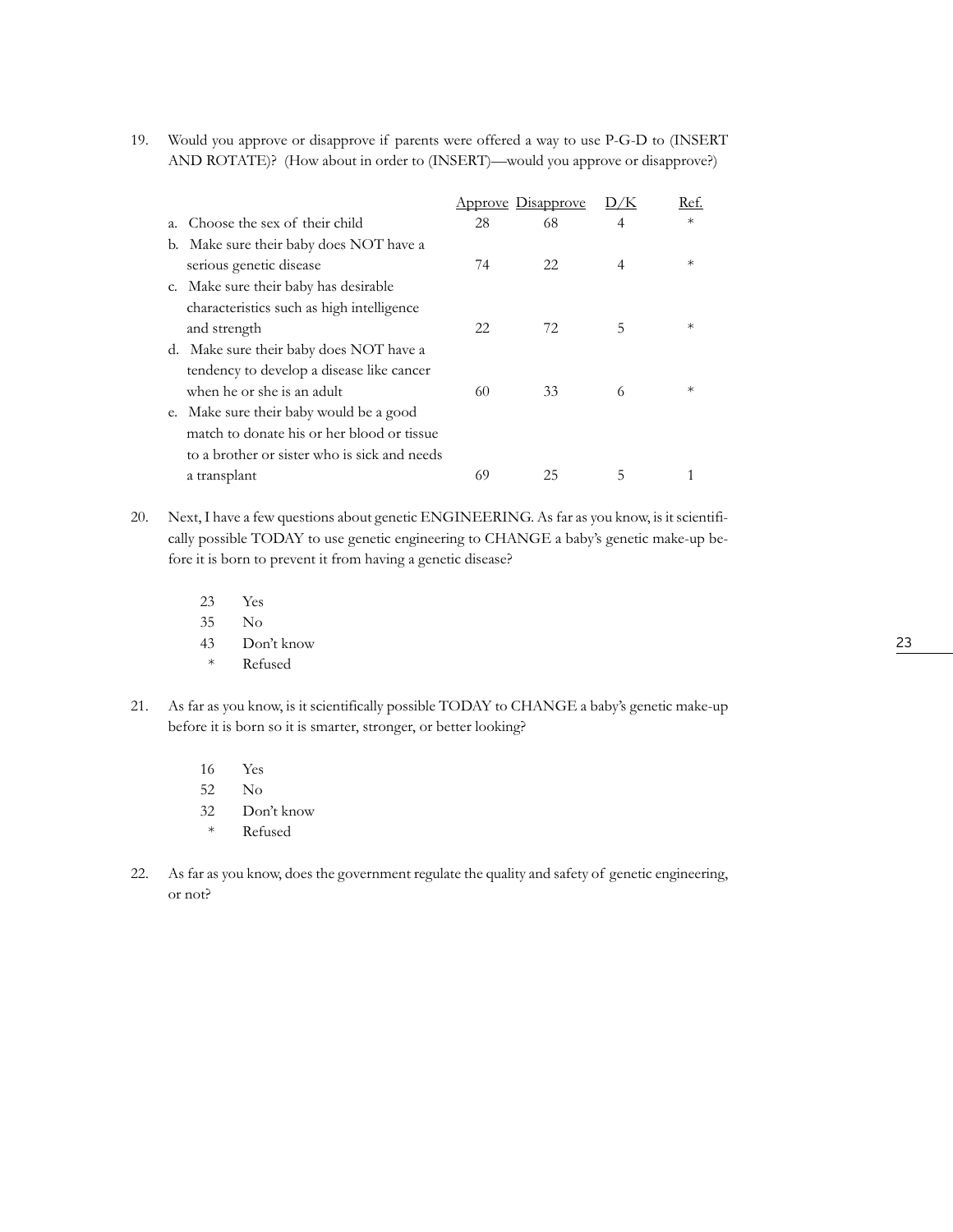19. Would you approve or disapprove if parents were offered a way to use P-G-D to (INSERT AND ROTATE)? (How about in order to (INSERT)—would you approve or disapprove?)

| | Approve | Disapprove | D/K | Ref. |
|---|---|---|---|---|
| a. Choose the sex of their child | 28 | 68 | 4 | * |
| b. Make sure their baby does NOT have a serious genetic disease | 74 | 22 | 4 | * |
| c. Make sure their baby has desirable characteristics such as high intelligence and strength | 22 | 72 | 5 | * |
| d. Make sure their baby does NOT have a tendency to develop a disease like cancer when he or she is an adult | 60 | 33 | 6 | * |
| e. Make sure their baby would be a good match to donate his or her blood or tissue to a brother or sister who is sick and needs a transplant | 69 | 25 | 5 | 1 |

20. Next, I have a few questions about genetic ENGINEERING. As far as you know, is it scientifically possible TODAY to use genetic engineering to CHANGE a baby's genetic make-up before it is born to prevent it from having a genetic disease?

    23 Yes
    35 No
    43 Don't know
    * Refused

21. As far as you know, is it scientifically possible TODAY to CHANGE a baby's genetic make-up before it is born so it is smarter, stronger, or better looking?

    16 Yes
    52 No
    32 Don't know
    * Refused

22. As far as you know, does the government regulate the quality and safety of genetic engineering, or not?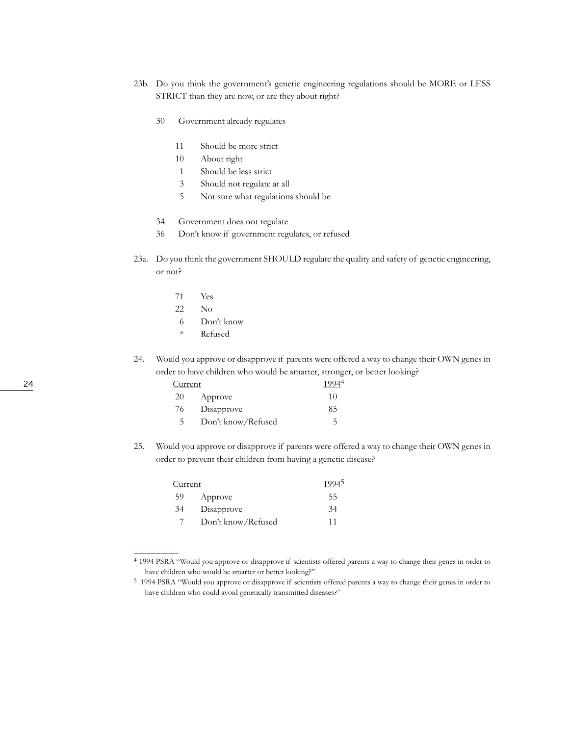23b. Do you think the government's genetic engineering regulations should be MORE or LESS STRICT than they are now, or are they about right?

30 Government already regulates

- 11 Should be more strict
- 10 About right
- 1 Should be less strict
- 3 Should not regulate at all
- 5 Not sure what regulations should be

34 Government does not regulate

36 Don't know if government regulates, or refused

23a. Do you think the government SHOULD regulate the quality and safety of genetic engineering, or not?

- 71 Yes
- 22 No
- 6 Don't know
- * Refused

24. Would you approve or disapprove if parents were offered a way to change their OWN genes in order to have children who would be smarter, stronger, or better looking?

| Current | | 1994[4] |
|---|---|---|
| 20 | Approve | 10 |
| 76 | Disapprove | 85 |
| 5 | Don't know/Refused | 5 |

25. Would you approve or disapprove if parents were offered a way to change their OWN genes in order to prevent their children from having a genetic disease?

| Current | | 1994[5] |
|---|---|---|
| 59 | Approve | 55 |
| 34 | Disapprove | 34 |
| 7 | Don't know/Refused | 11 |

---

[4] 1994 PSRA "Would you approve or disapprove if scientists offered parents a way to change their genes in order to have children who would be smarter or better looking?"

[5] 1994 PSRA "Would you approve or disapprove if scientists offered parents a way to change their genes in order to have children who could avoid genetically transmitted diseases?"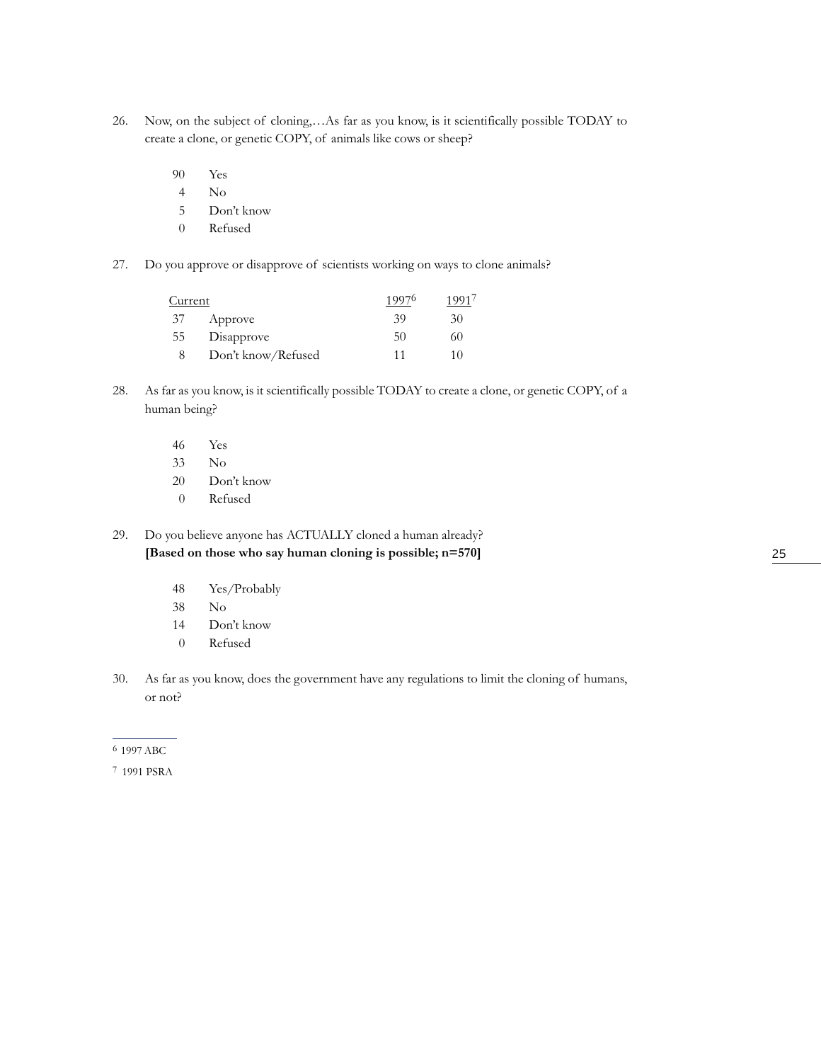26. Now, on the subject of cloning,…As far as you know, is it scientifically possible TODAY to create a clone, or genetic COPY, of animals like cows or sheep?

| | |
|---|---|
| 90 | Yes |
| 4 | No |
| 5 | Don't know |
| 0 | Refused |

27. Do you approve or disapprove of scientists working on ways to clone animals?

| Current | | 1997[6] | 1991[7] |
|---|---|---|---|
| 37 | Approve | 39 | 30 |
| 55 | Disapprove | 50 | 60 |
| 8 | Don't know/Refused | 11 | 10 |

28. As far as you know, is it scientifically possible TODAY to create a clone, or genetic COPY, of a human being?

| | |
|---|---|
| 46 | Yes |
| 33 | No |
| 20 | Don't know |
| 0 | Refused |

29. Do you believe anyone has ACTUALLY cloned a human already?
**[Based on those who say human cloning is possible; n=570]**

| | |
|---|---|
| 48 | Yes/Probably |
| 38 | No |
| 14 | Don't know |
| 0 | Refused |

30. As far as you know, does the government have any regulations to limit the cloning of humans, or not?

---

6 1997 ABC

7 1991 PSRA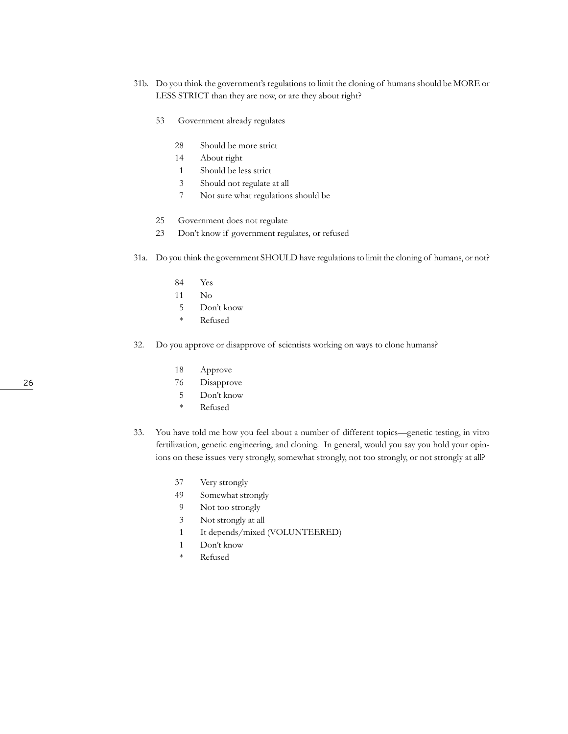31b. Do you think the government's regulations to limit the cloning of humans should be MORE or LESS STRICT than they are now, or are they about right?

53 Government already regulates

- 28 Should be more strict
- 14 About right
- 1 Should be less strict
- 3 Should not regulate at all
- 7 Not sure what regulations should be

25 Government does not regulate

23 Don't know if government regulates, or refused

31a. Do you think the government SHOULD have regulations to limit the cloning of humans, or not?

- 84 Yes
- 11 No
- 5 Don't know
- * Refused

32. Do you approve or disapprove of scientists working on ways to clone humans?

- 18 Approve
- 76 Disapprove
- 5 Don't know
- * Refused

33. You have told me how you feel about a number of different topics—genetic testing, in vitro fertilization, genetic engineering, and cloning. In general, would you say you hold your opinions on these issues very strongly, somewhat strongly, not too strongly, or not strongly at all?

- 37 Very strongly
- 49 Somewhat strongly
- 9 Not too strongly
- 3 Not strongly at all
- 1 It depends/mixed (VOLUNTEERED)
- 1 Don't know
- * Refused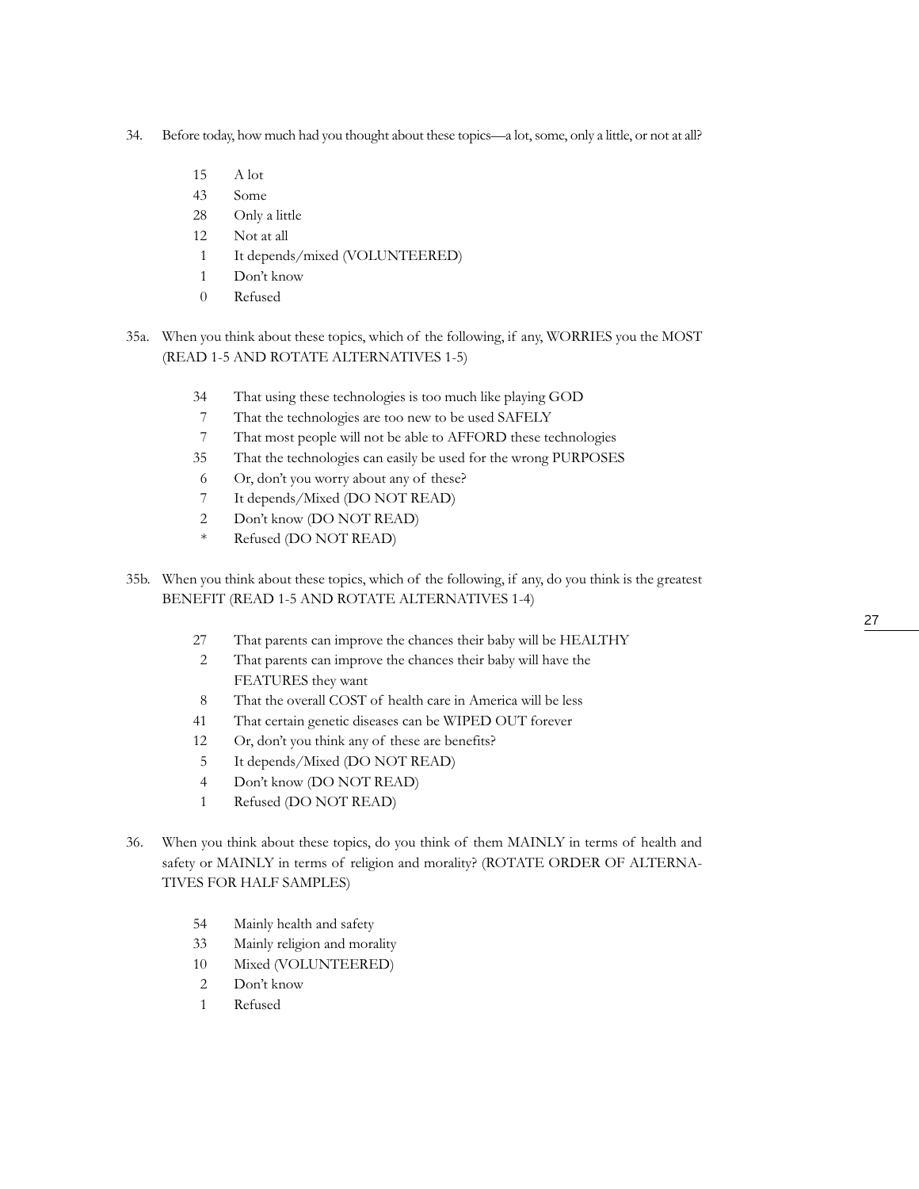34. Before today, how much had you thought about these topics—a lot, some, only a little, or not at all?

| | |
|---|---|
| 15 | A lot |
| 43 | Some |
| 28 | Only a little |
| 12 | Not at all |
| 1 | It depends/mixed (VOLUNTEERED) |
| 1 | Don't know |
| 0 | Refused |

35a. When you think about these topics, which of the following, if any, WORRIES you the MOST (READ 1-5 AND ROTATE ALTERNATIVES 1-5)

| | |
|---|---|
| 34 | That using these technologies is too much like playing GOD |
| 7 | That the technologies are too new to be used SAFELY |
| 7 | That most people will not be able to AFFORD these technologies |
| 35 | That the technologies can easily be used for the wrong PURPOSES |
| 6 | Or, don't you worry about any of these? |
| 7 | It depends/Mixed (DO NOT READ) |
| 2 | Don't know (DO NOT READ) |
| * | Refused (DO NOT READ) |

35b. When you think about these topics, which of the following, if any, do you think is the greatest BENEFIT (READ 1-5 AND ROTATE ALTERNATIVES 1-4)

| | |
|---|---|
| 27 | That parents can improve the chances their baby will be HEALTHY |
| 2 | That parents can improve the chances their baby will have the FEATURES they want |
| 8 | That the overall COST of health care in America will be less |
| 41 | That certain genetic diseases can be WIPED OUT forever |
| 12 | Or, don't you think any of these are benefits? |
| 5 | It depends/Mixed (DO NOT READ) |
| 4 | Don't know (DO NOT READ) |
| 1 | Refused (DO NOT READ) |

36. When you think about these topics, do you think of them MAINLY in terms of health and safety or MAINLY in terms of religion and morality? (ROTATE ORDER OF ALTERNATIVES FOR HALF SAMPLES)

| | |
|---|---|
| 54 | Mainly health and safety |
| 33 | Mainly religion and morality |
| 10 | Mixed (VOLUNTEERED) |
| 2 | Don't know |
| 1 | Refused |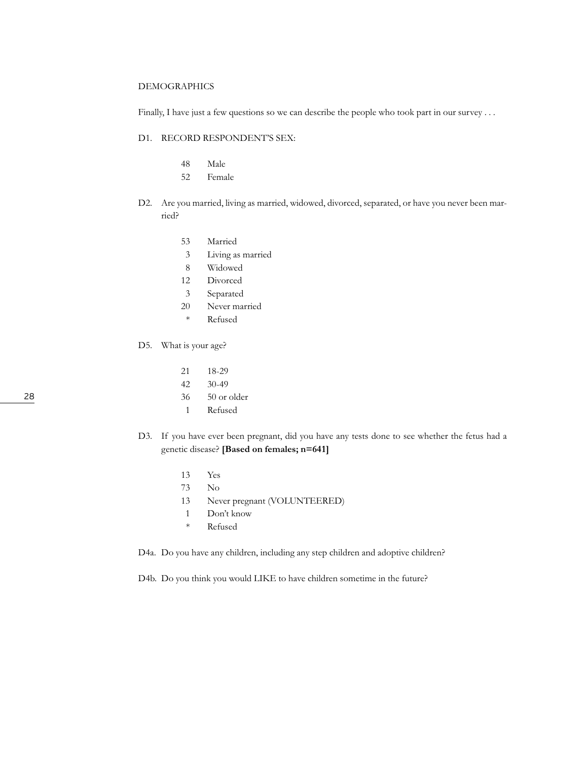DEMOGRAPHICS

Finally, I have just a few questions so we can describe the people who took part in our survey . . .

D1. RECORD RESPONDENT'S SEX:

| | |
|---|---|
| 48 | Male |
| 52 | Female |

D2. Are you married, living as married, widowed, divorced, separated, or have you never been married?

| | |
|---|---|
| 53 | Married |
| 3 | Living as married |
| 8 | Widowed |
| 12 | Divorced |
| 3 | Separated |
| 20 | Never married |
| * | Refused |

D5. What is your age?

| | |
|---|---|
| 21 | 18-29 |
| 42 | 30-49 |
| 36 | 50 or older |
| 1 | Refused |

D3. If you have ever been pregnant, did you have any tests done to see whether the fetus had a genetic disease? **[Based on females; n=641]**

| | |
|---|---|
| 13 | Yes |
| 73 | No |
| 13 | Never pregnant (VOLUNTEERED) |
| 1 | Don't know |
| * | Refused |

D4a. Do you have any children, including any step children and adoptive children?

D4b. Do you think you would LIKE to have children sometime in the future?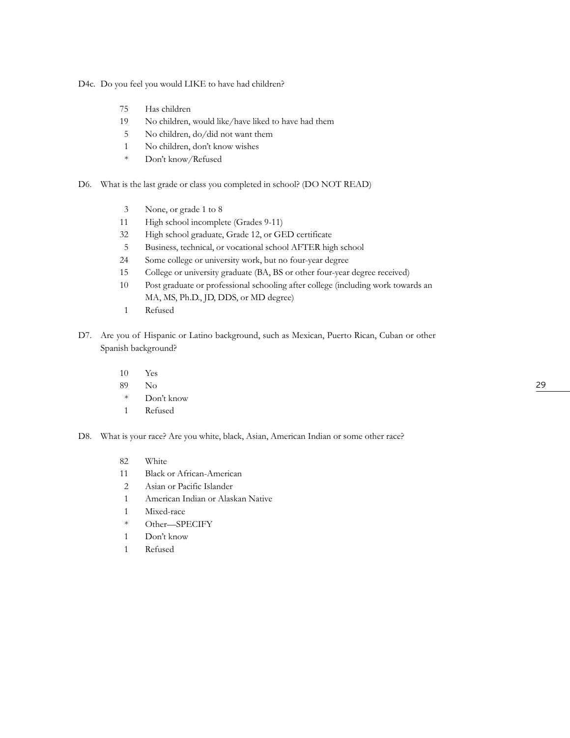D4c. Do you feel you would LIKE to have had children?

75 Has children
19 No children, would like/have liked to have had them
5 No children, do/did not want them
1 No children, don't know wishes
* Don't know/Refused

D6. What is the last grade or class you completed in school? (DO NOT READ)

3 None, or grade 1 to 8
11 High school incomplete (Grades 9-11)
32 High school graduate, Grade 12, or GED certificate
5 Business, technical, or vocational school AFTER high school
24 Some college or university work, but no four-year degree
15 College or university graduate (BA, BS or other four-year degree received)
10 Post graduate or professional schooling after college (including work towards an MA, MS, Ph.D., JD, DDS, or MD degree)
1 Refused

D7. Are you of Hispanic or Latino background, such as Mexican, Puerto Rican, Cuban or other Spanish background?

10 Yes
89 No
* Don't know
1 Refused

D8. What is your race? Are you white, black, Asian, American Indian or some other race?

82 White
11 Black or African-American
2 Asian or Pacific Islander
1 American Indian or Alaskan Native
1 Mixed-race
* Other—SPECIFY
1 Don't know
1 Refused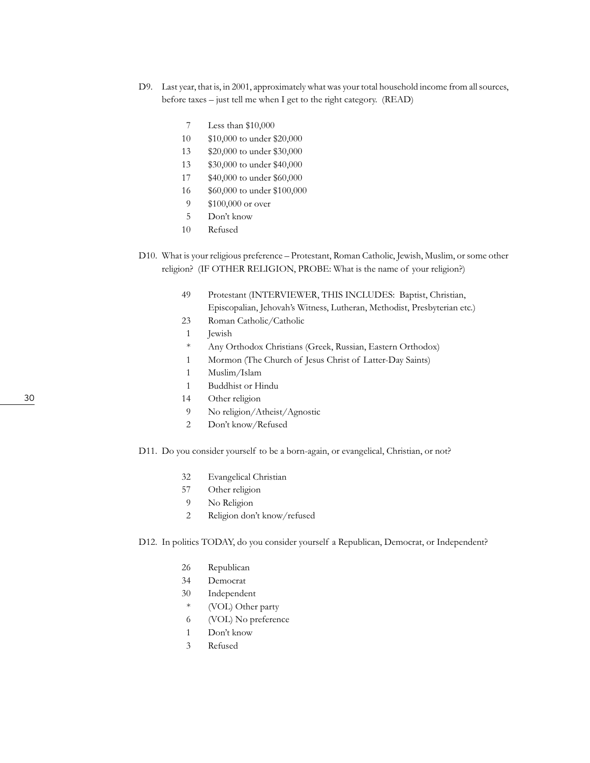D9. Last year, that is, in 2001, approximately what was your total household income from all sources, before taxes – just tell me when I get to the right category. (READ)

| | |
|---|---|
| 7 | Less than $10,000 |
| 10 | $10,000 to under $20,000 |
| 13 | $20,000 to under $30,000 |
| 13 | $30,000 to under $40,000 |
| 17 | $40,000 to under $60,000 |
| 16 | $60,000 to under $100,000 |
| 9 | $100,000 or over |
| 5 | Don't know |
| 10 | Refused |

D10. What is your religious preference – Protestant, Roman Catholic, Jewish, Muslim, or some other religion? (IF OTHER RELIGION, PROBE: What is the name of your religion?)

| | |
|---|---|
| 49 | Protestant (INTERVIEWER, THIS INCLUDES: Baptist, Christian, Episcopalian, Jehovah's Witness, Lutheran, Methodist, Presbyterian etc.) |
| 23 | Roman Catholic/Catholic |
| 1 | Jewish |
| * | Any Orthodox Christians (Greek, Russian, Eastern Orthodox) |
| 1 | Mormon (The Church of Jesus Christ of Latter-Day Saints) |
| 1 | Muslim/Islam |
| 1 | Buddhist or Hindu |
| 14 | Other religion |
| 9 | No religion/Atheist/Agnostic |
| 2 | Don't know/Refused |

D11. Do you consider yourself to be a born-again, or evangelical, Christian, or not?

| | |
|---|---|
| 32 | Evangelical Christian |
| 57 | Other religion |
| 9 | No Religion |
| 2 | Religion don't know/refused |

D12. In politics TODAY, do you consider yourself a Republican, Democrat, or Independent?

| | |
|---|---|
| 26 | Republican |
| 34 | Democrat |
| 30 | Independent |
| * | (VOL) Other party |
| 6 | (VOL) No preference |
| 1 | Don't know |
| 3 | Refused |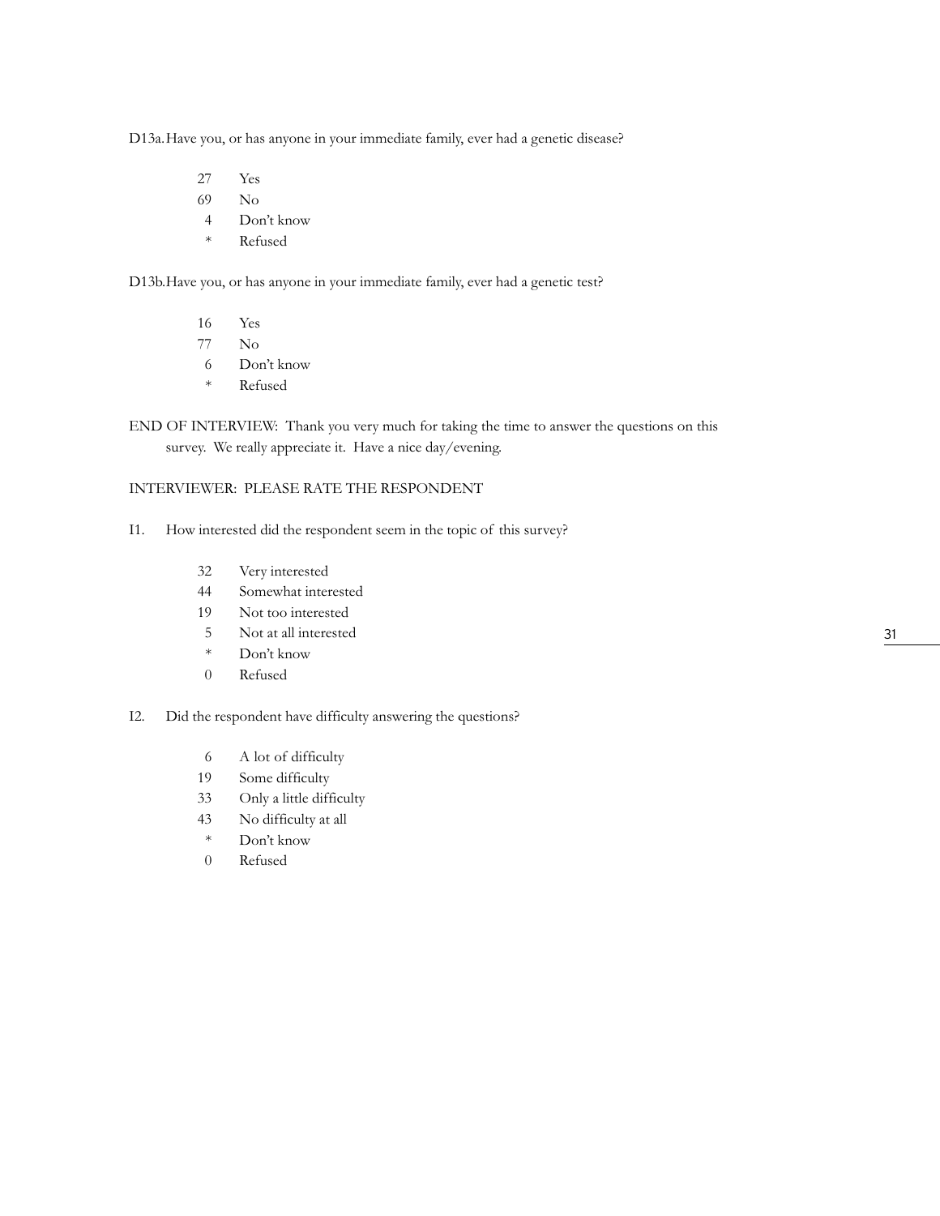D13a. Have you, or has anyone in your immediate family, ever had a genetic disease?

| | |
|---|---|
| 27 | Yes |
| 69 | No |
| 4 | Don't know |
| * | Refused |

D13b. Have you, or has anyone in your immediate family, ever had a genetic test?

| | |
|---|---|
| 16 | Yes |
| 77 | No |
| 6 | Don't know |
| * | Refused |

END OF INTERVIEW: Thank you very much for taking the time to answer the questions on this survey. We really appreciate it. Have a nice day/evening.

INTERVIEWER: PLEASE RATE THE RESPONDENT

I1. How interested did the respondent seem in the topic of this survey?

| | |
|---|---|
| 32 | Very interested |
| 44 | Somewhat interested |
| 19 | Not too interested |
| 5 | Not at all interested |
| * | Don't know |
| 0 | Refused |

I2. Did the respondent have difficulty answering the questions?

| | |
|---|---|
| 6 | A lot of difficulty |
| 19 | Some difficulty |
| 33 | Only a little difficulty |
| 43 | No difficulty at all |
| * | Don't know |
| 0 | Refused |